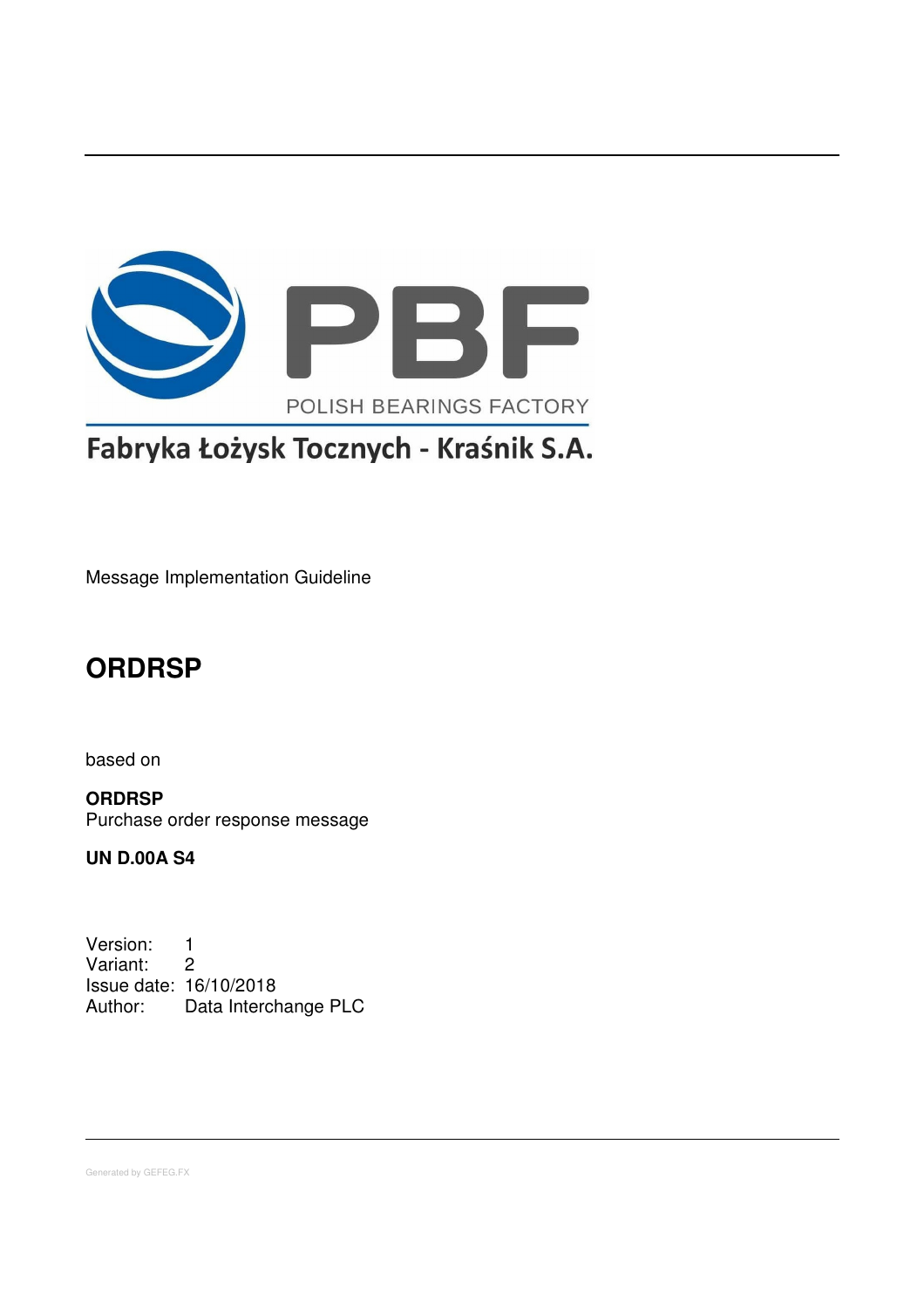PBF

POLISH BEARINGS FACTORY

Fabryka Łożysk Tocznych - Kraśnik S.A.

Message Implementation Guideline

# ORDRSP

based on

**ORDRSP**
Purchase order response message

**UN D.00A S4**

Version: 1
Variant: 2
Issue date: 16/10/2018
Author: Data Interchange PLC

Generated by GEFEG.FX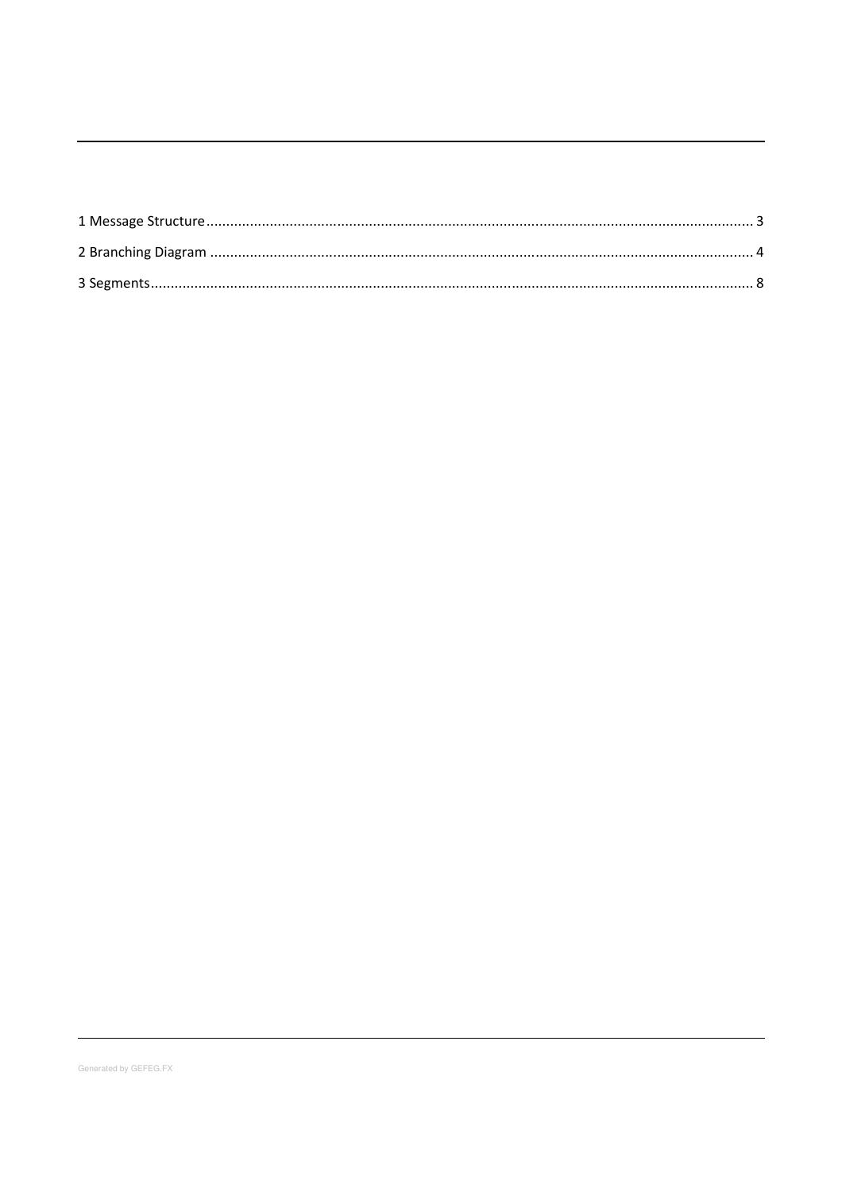1 Message Structure........................................................................................................................................ 3

2 Branching Diagram ........................................................................................................................................ 4

3 Segments...................................................................................................................................................... 8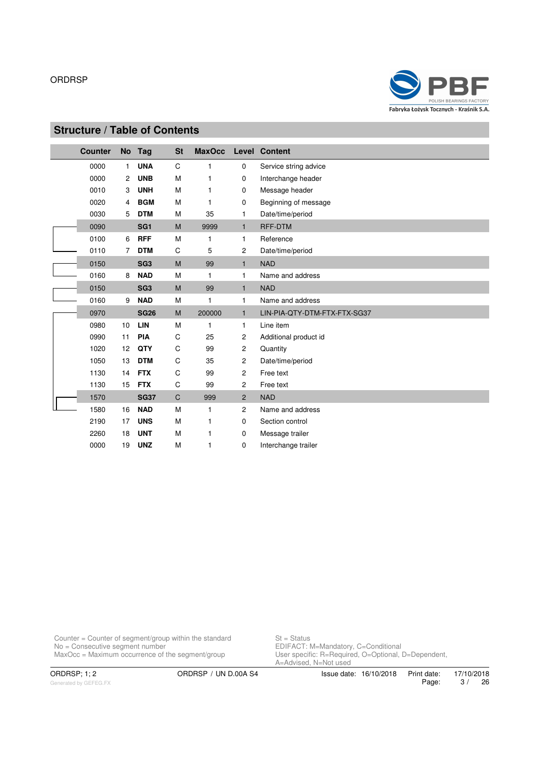## Structure / Table of Contents

| Counter | No | Tag | St | MaxOcc | Level | Content |
|---|---|---|---|---|---|---|
| 0000 | 1 | **UNA** | C | 1 | 0 | Service string advice |
| 0000 | 2 | **UNB** | M | 1 | 0 | Interchange header |
| 0010 | 3 | **UNH** | M | 1 | 0 | Message header |
| 0020 | 4 | **BGM** | M | 1 | 0 | Beginning of message |
| 0030 | 5 | **DTM** | M | 35 | 1 | Date/time/period |
| 0090 | | **SG1** | M | 9999 | 1 | RFF-DTM |
| 0100 | 6 | **RFF** | M | 1 | 1 | Reference |
| 0110 | 7 | **DTM** | C | 5 | 2 | Date/time/period |
| 0150 | | **SG3** | M | 99 | 1 | NAD |
| 0160 | 8 | **NAD** | M | 1 | 1 | Name and address |
| 0150 | | **SG3** | M | 99 | 1 | NAD |
| 0160 | 9 | **NAD** | M | 1 | 1 | Name and address |
| 0970 | | **SG26** | M | 200000 | 1 | LIN-PIA-QTY-DTM-FTX-FTX-SG37 |
| 0980 | 10 | **LIN** | M | 1 | 1 | Line item |
| 0990 | 11 | **PIA** | C | 25 | 2 | Additional product id |
| 1020 | 12 | **QTY** | C | 99 | 2 | Quantity |
| 1050 | 13 | **DTM** | C | 35 | 2 | Date/time/period |
| 1130 | 14 | **FTX** | C | 99 | 2 | Free text |
| 1130 | 15 | **FTX** | C | 99 | 2 | Free text |
| 1570 | | **SG37** | C | 999 | 2 | NAD |
| 1580 | 16 | **NAD** | M | 1 | 2 | Name and address |
| 2190 | 17 | **UNS** | M | 1 | 0 | Section control |
| 2260 | 18 | **UNT** | M | 1 | 0 | Message trailer |
| 0000 | 19 | **UNZ** | M | 1 | 0 | Interchange trailer |

Counter = Counter of segment/group within the standard
No = Consecutive segment number
MaxOcc = Maximum occurrence of the segment/group

St = Status
EDIFACT: M=Mandatory, C=Conditional
User specific: R=Required, O=Optional, D=Dependent, A=Advised, N=Not used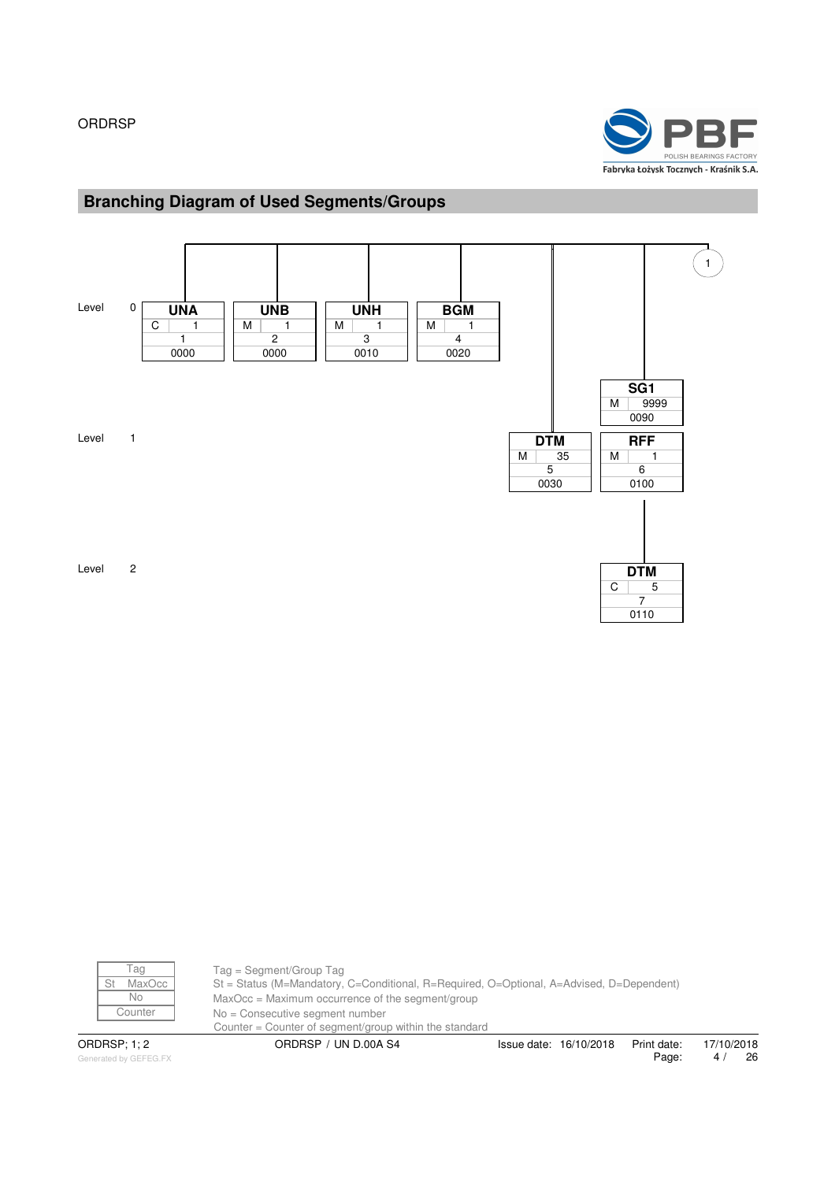## Branching Diagram of Used Segments/Groups

Level 0

| Tag | St | MaxOcc | No | Counter |
|---|---|---|---|---|
| UNA | C | 1 | 1 | 0000 |
| UNB | M | 1 | 2 | 0000 |
| UNH | M | 1 | 3 | 0010 |
| BGM | M | 1 | 4 | 0020 |

Level 1

| Tag | St | MaxOcc | No | Counter |
|---|---|---|---|---|
| DTM | M | 35 | 5 | 0030 |
| SG1 | M | 9999 | | 0090 |
| RFF | M | 1 | 6 | 0100 |

Level 2

| Tag | St | MaxOcc | No | Counter |
|---|---|---|---|---|
| DTM | C | 5 | 7 | 0110 |

1

| Tag |
|---|
| St MaxOcc |
| No |
| Counter |

Tag = Segment/Group Tag
St = Status (M=Mandatory, C=Conditional, R=Required, O=Optional, A=Advised, D=Dependent)
MaxOcc = Maximum occurrence of the segment/group
No = Consecutive segment number
Counter = Counter of segment/group within the standard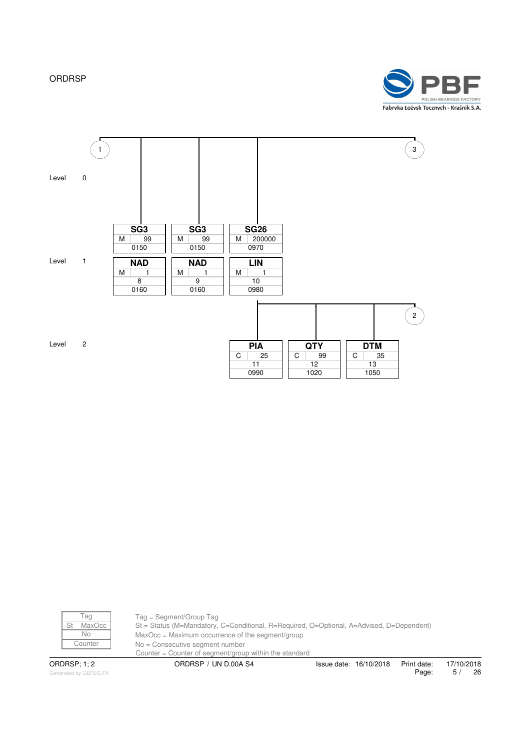ORDRSP

Level 0

Level 1

| Tag | St | MaxOcc | No | Counter |
|---|---|---|---|---|
| SG3 | M | 99 | | 0150 |
| NAD | M | 1 | 8 | 0160 |
| SG3 | M | 99 | | 0150 |
| NAD | M | 1 | 9 | 0160 |
| SG26 | M | 200000 | | 0970 |
| LIN | M | 1 | 10 | 0980 |

Level 2

| Tag | St | MaxOcc | No | Counter |
|---|---|---|---|---|
| PIA | C | 25 | 11 | 0990 |
| QTY | C | 99 | 12 | 1020 |
| DTM | C | 35 | 13 | 1050 |

Tag = Segment/Group Tag
St = Status (M=Mandatory, C=Conditional, R=Required, O=Optional, A=Advised, D=Dependent)
MaxOcc = Maximum occurrence of the segment/group
No = Consecutive segment number
Counter = Counter of segment/group within the standard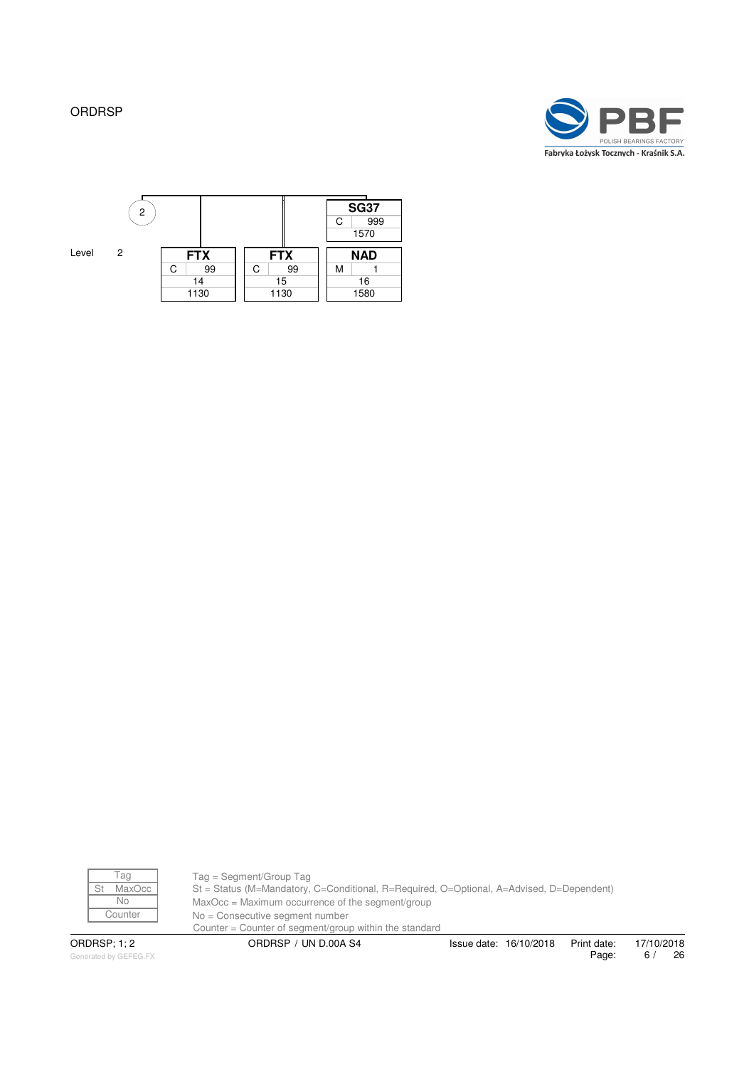ORDRSP

2

Level 2

| Tag | St | MaxOcc | No | Counter |
|---|---|---|---|---|
| FTX | C | 99 | 14 | 1130 |
| FTX | C | 99 | 15 | 1130 |
| SG37 | C | 999 | | 1570 |
| NAD | M | 1 | 16 | 1580 |

| Tag | |
|---|---|
| St | MaxOcc |
| No | |
| Counter | |

Tag = Segment/Group Tag
St = Status (M=Mandatory, C=Conditional, R=Required, O=Optional, A=Advised, D=Dependent)
MaxOcc = Maximum occurrence of the segment/group
No = Consecutive segment number
Counter = Counter of segment/group within the standard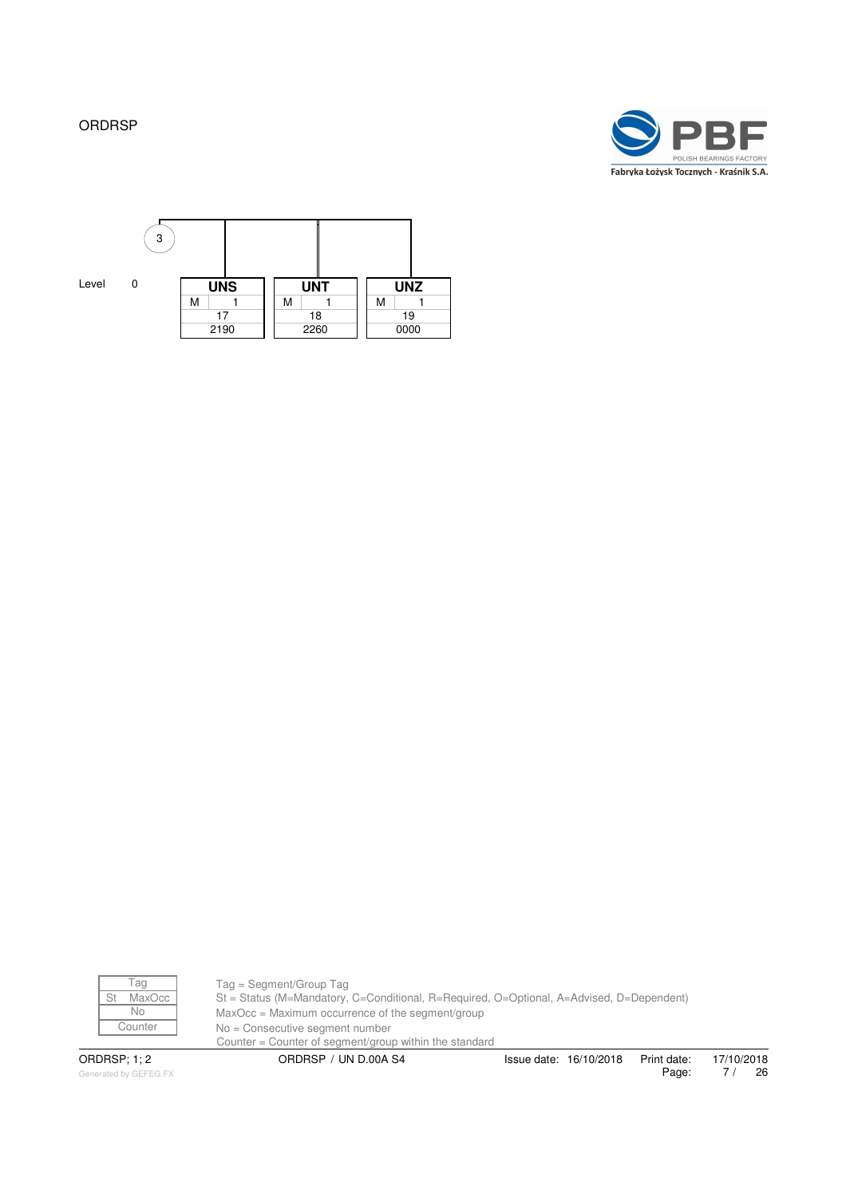ORDRSP

3

Level 0

| UNS | | UNT | | UNZ | |
|---|---|---|---|---|---|
| M | 1 | M | 1 | M | 1 |
| 17 | | 18 | | 19 | |
| 2190 | | 2260 | | 0000 | |

| Tag | |
|---|---|
| St | MaxOcc |
| No | |
| Counter | |

Tag = Segment/Group Tag
St = Status (M=Mandatory, C=Conditional, R=Required, O=Optional, A=Advised, D=Dependent)
MaxOcc = Maximum occurrence of the segment/group
No = Consecutive segment number
Counter = Counter of segment/group within the standard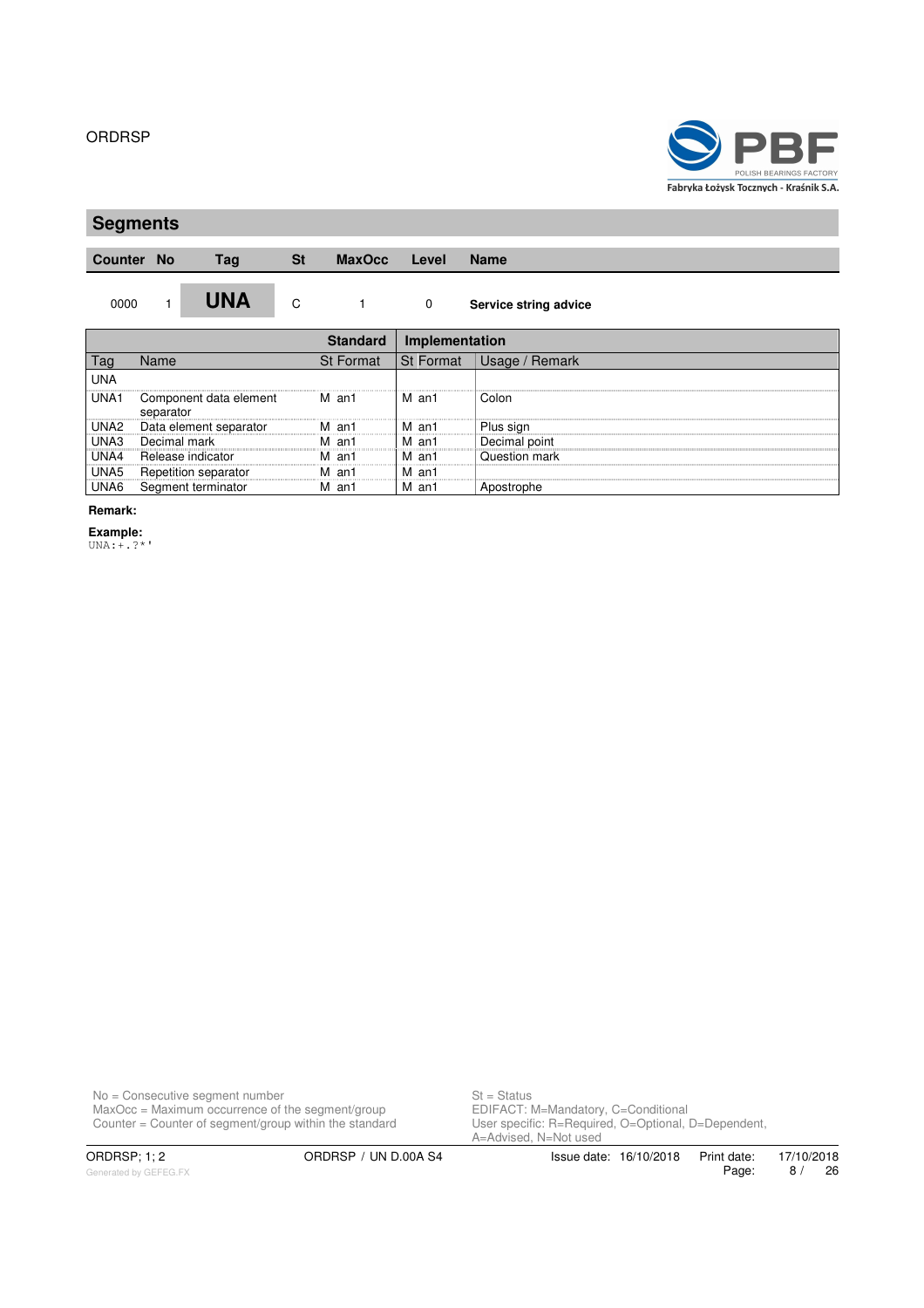## Segments

| Counter | No | Tag | St | MaxOcc | Level | Name |
|---|---|---|---|---|---|---|
| 0000 | 1 | **UNA** | C | 1 | 0 | **Service string advice** |

| Tag | Name | Standard St | Standard Format | Implementation St | Implementation Format | Usage / Remark |
|---|---|---|---|---|---|---|
| UNA | | | | | | |
| UNA1 | Component data element separator | M | an1 | M | an1 | Colon |
| UNA2 | Data element separator | M | an1 | M | an1 | Plus sign |
| UNA3 | Decimal mark | M | an1 | M | an1 | Decimal point |
| UNA4 | Release indicator | M | an1 | M | an1 | Question mark |
| UNA5 | Repetition separator | M | an1 | M | an1 | |
| UNA6 | Segment terminator | M | an1 | M | an1 | Apostrophe |

**Remark:**

**Example:**

```
UNA:+.?*'
```

No = Consecutive segment number
MaxOcc = Maximum occurrence of the segment/group
Counter = Counter of segment/group within the standard

St = Status
EDIFACT: M=Mandatory, C=Conditional
User specific: R=Required, O=Optional, D=Dependent, A=Advised, N=Not used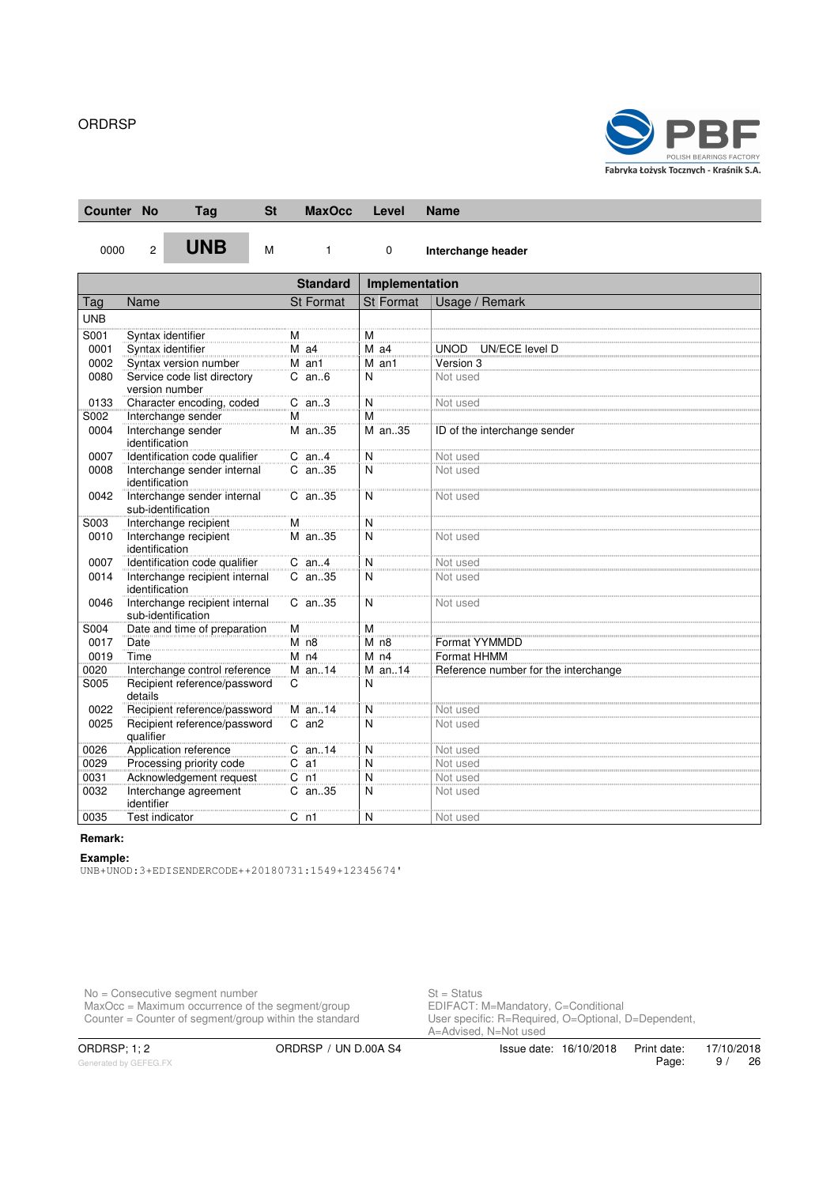ORDRSP

| Counter | No | Tag | St | MaxOcc | Level | Name |
|---|---|---|---|---|---|---|
| 0000 | 2 | **UNB** | M | 1 | 0 | **Interchange header** |

| Tag | Name | Standard St | Standard Format | Implementation St | Implementation Format | Usage / Remark |
|---|---|---|---|---|---|---|
| UNB | | | | | | |
| S001 | Syntax identifier | M | | M | | |
| 0001 | Syntax identifier | M | a4 | M | a4 | UNOD UN/ECE level D |
| 0002 | Syntax version number | M | an1 | M | an1 | Version 3 |
| 0080 | Service code list directory version number | C | an..6 | N | | Not used |
| 0133 | Character encoding, coded | C | an..3 | N | | Not used |
| S002 | Interchange sender | M | | M | | |
| 0004 | Interchange sender identification | M | an..35 | M | an..35 | ID of the interchange sender |
| 0007 | Identification code qualifier | C | an..4 | N | | Not used |
| 0008 | Interchange sender internal identification | C | an..35 | N | | Not used |
| 0042 | Interchange sender internal sub-identification | C | an..35 | N | | Not used |
| S003 | Interchange recipient | M | | N | | |
| 0010 | Interchange recipient identification | M | an..35 | N | | Not used |
| 0007 | Identification code qualifier | C | an..4 | N | | Not used |
| 0014 | Interchange recipient internal identification | C | an..35 | N | | Not used |
| 0046 | Interchange recipient internal sub-identification | C | an..35 | N | | Not used |
| S004 | Date and time of preparation | M | | M | | |
| 0017 | Date | M | n8 | M | n8 | Format YYMMDD |
| 0019 | Time | M | n4 | M | n4 | Format HHMM |
| 0020 | Interchange control reference | M | an..14 | M | an..14 | Reference number for the interchange |
| S005 | Recipient reference/password details | C | | N | | |
| 0022 | Recipient reference/password | M | an..14 | N | | Not used |
| 0025 | Recipient reference/password qualifier | C | an2 | N | | Not used |
| 0026 | Application reference | C | an..14 | N | | Not used |
| 0029 | Processing priority code | C | a1 | N | | Not used |
| 0031 | Acknowledgement request | C | n1 | N | | Not used |
| 0032 | Interchange agreement identifier | C | an..35 | N | | Not used |
| 0035 | Test indicator | C | n1 | N | | Not used |

**Remark:**

**Example:**

```
UNB+UNOD:3+EDISENDERCODE++20180731:1549+12345674'
```

No = Consecutive segment number
MaxOcc = Maximum occurrence of the segment/group
Counter = Counter of segment/group within the standard

St = Status
EDIFACT: M=Mandatory, C=Conditional
User specific: R=Required, O=Optional, D=Dependent, A=Advised, N=Not used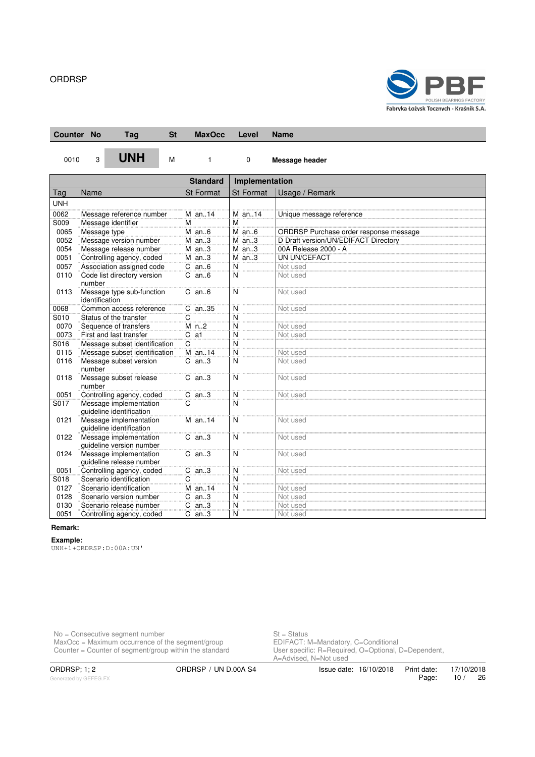| Counter | No | Tag | St | MaxOcc | Level | Name |
|---|---|---|---|---|---|---|
| 0010 | 3 | **UNH** | M | 1 | 0 | **Message header** |

| Tag | Name | Standard St | Standard Format | Implementation St | Implementation Format | Usage / Remark |
|---|---|---|---|---|---|---|
| UNH | | | | | | |
| 0062 | Message reference number | M | an..14 | M | an..14 | Unique message reference |
| S009 | Message identifier | M | | M | | |
| 0065 | Message type | M | an..6 | M | an..6 | ORDRSP Purchase order response message |
| 0052 | Message version number | M | an..3 | M | an..3 | D Draft version/UN/EDIFACT Directory |
| 0054 | Message release number | M | an..3 | M | an..3 | 00A Release 2000 - A |
| 0051 | Controlling agency, coded | M | an..3 | M | an..3 | UN UN/CEFACT |
| 0057 | Association assigned code | C | an..6 | N | | Not used |
| 0110 | Code list directory version number | C | an..6 | N | | Not used |
| 0113 | Message type sub-function identification | C | an..6 | N | | Not used |
| 0068 | Common access reference | C | an..35 | N | | Not used |
| S010 | Status of the transfer | C | | N | | |
| 0070 | Sequence of transfers | M | n..2 | N | | Not used |
| 0073 | First and last transfer | C | a1 | N | | Not used |
| S016 | Message subset identification | C | | N | | |
| 0115 | Message subset identification | M | an..14 | N | | Not used |
| 0116 | Message subset version number | C | an..3 | N | | Not used |
| 0118 | Message subset release number | C | an..3 | N | | Not used |
| 0051 | Controlling agency, coded | C | an..3 | N | | Not used |
| S017 | Message implementation guideline identification | C | | N | | |
| 0121 | Message implementation guideline identification | M | an..14 | N | | Not used |
| 0122 | Message implementation guideline version number | C | an..3 | N | | Not used |
| 0124 | Message implementation guideline release number | C | an..3 | N | | Not used |
| 0051 | Controlling agency, coded | C | an..3 | N | | Not used |
| S018 | Scenario identification | C | | N | | |
| 0127 | Scenario identification | M | an..14 | N | | Not used |
| 0128 | Scenario version number | C | an..3 | N | | Not used |
| 0130 | Scenario release number | C | an..3 | N | | Not used |
| 0051 | Controlling agency, coded | C | an..3 | N | | Not used |

**Remark:**

**Example:**

```
UNH+1+ORDRSP:D:00A:UN'
```

No = Consecutive segment number
MaxOcc = Maximum occurrence of the segment/group
Counter = Counter of segment/group within the standard

St = Status
EDIFACT: M=Mandatory, C=Conditional
User specific: R=Required, O=Optional, D=Dependent, A=Advised, N=Not used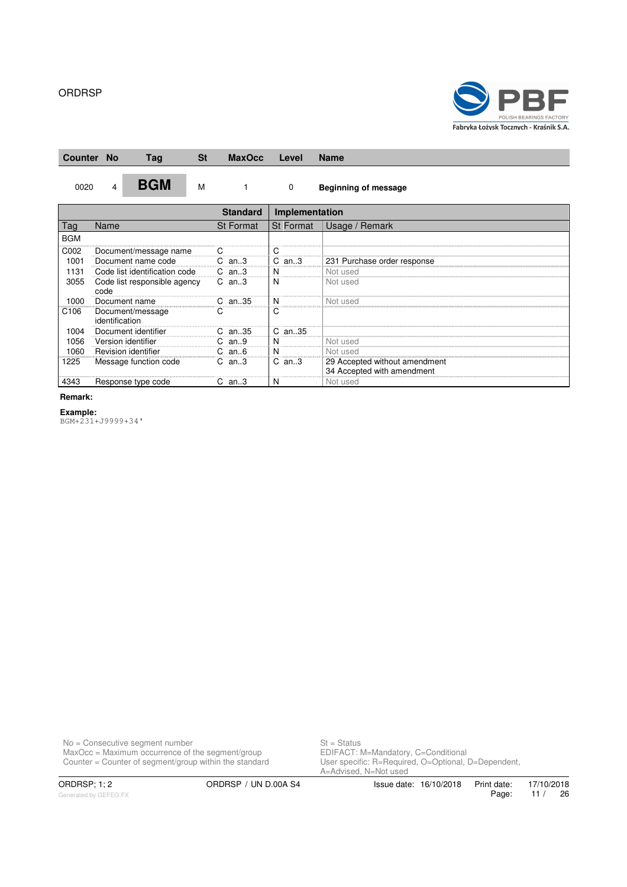ORDRSP

| Counter | No | Tag | St | MaxOcc | Level | Name |
|---|---|---|---|---|---|---|
| 0020 | 4 | **BGM** | M | 1 | 0 | **Beginning of message** |

| | | Standard | | Implementation | | |
|---|---|---|---|---|---|---|
| Tag | Name | St | Format | St | Format | Usage / Remark |
| BGM | | | | | | |
| C002 | Document/message name | C | | C | | |
| 1001 | Document name code | C | an..3 | C | an..3 | 231 Purchase order response |
| 1131 | Code list identification code | C | an..3 | N | | Not used |
| 3055 | Code list responsible agency code | C | an..3 | N | | Not used |
| 1000 | Document name | C | an..35 | N | | Not used |
| C106 | Document/message identification | C | | C | | |
| 1004 | Document identifier | C | an..35 | C | an..35 | |
| 1056 | Version identifier | C | an..9 | N | | Not used |
| 1060 | Revision identifier | C | an..6 | N | | Not used |
| 1225 | Message function code | C | an..3 | C | an..3 | 29 Accepted without amendment<br>34 Accepted with amendment |
| 4343 | Response type code | C | an..3 | N | | Not used |

**Remark:**

**Example:**

```
BGM+231+J9999+34'
```

No = Consecutive segment number
MaxOcc = Maximum occurrence of the segment/group
Counter = Counter of segment/group within the standard

St = Status
EDIFACT: M=Mandatory, C=Conditional
User specific: R=Required, O=Optional, D=Dependent, A=Advised, N=Not used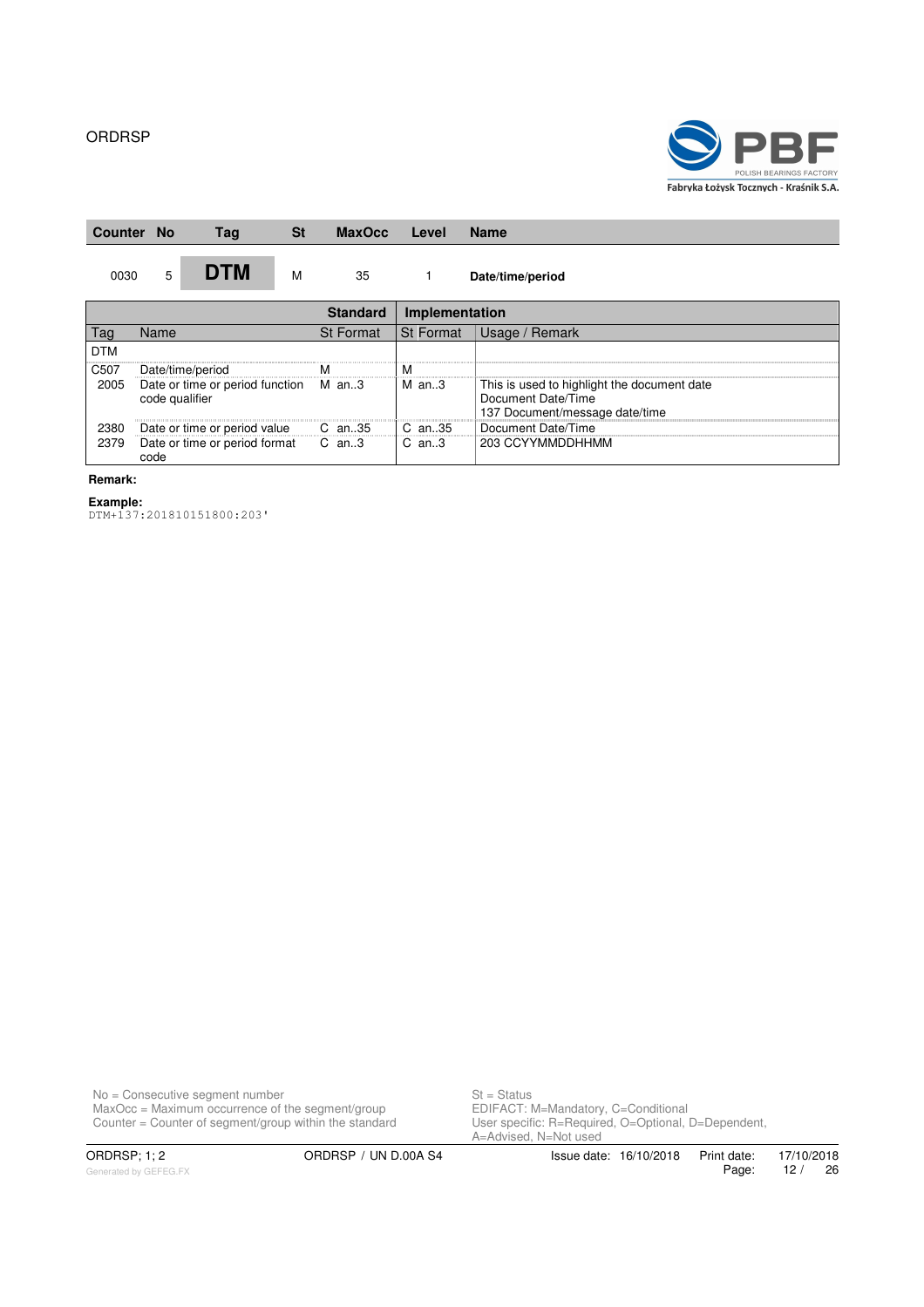| Counter | No | Tag | St | MaxOcc | Level | Name |
|---|---|---|---|---|---|---|
| 0030 | 5 | **DTM** | M | 35 | 1 | **Date/time/period** |

| Tag | Name | Standard St | Standard Format | Implementation St | Implementation Format | Usage / Remark |
|---|---|---|---|---|---|---|
| DTM | | | | | | |
| C507 | Date/time/period | M | | M | | |
| 2005 | Date or time or period function code qualifier | M | an..3 | M | an..3 | This is used to highlight the document date Document Date/Time 137 Document/message date/time |
| 2380 | Date or time or period value | C | an..35 | C | an..35 | Document Date/Time |
| 2379 | Date or time or period format code | C | an..3 | C | an..3 | 203 CCYYMMDDHHMM |

**Remark:**

**Example:**

```
DTM+137:201810151800:203'
```

No = Consecutive segment number
MaxOcc = Maximum occurrence of the segment/group
Counter = Counter of segment/group within the standard

St = Status
EDIFACT: M=Mandatory, C=Conditional
User specific: R=Required, O=Optional, D=Dependent, A=Advised, N=Not used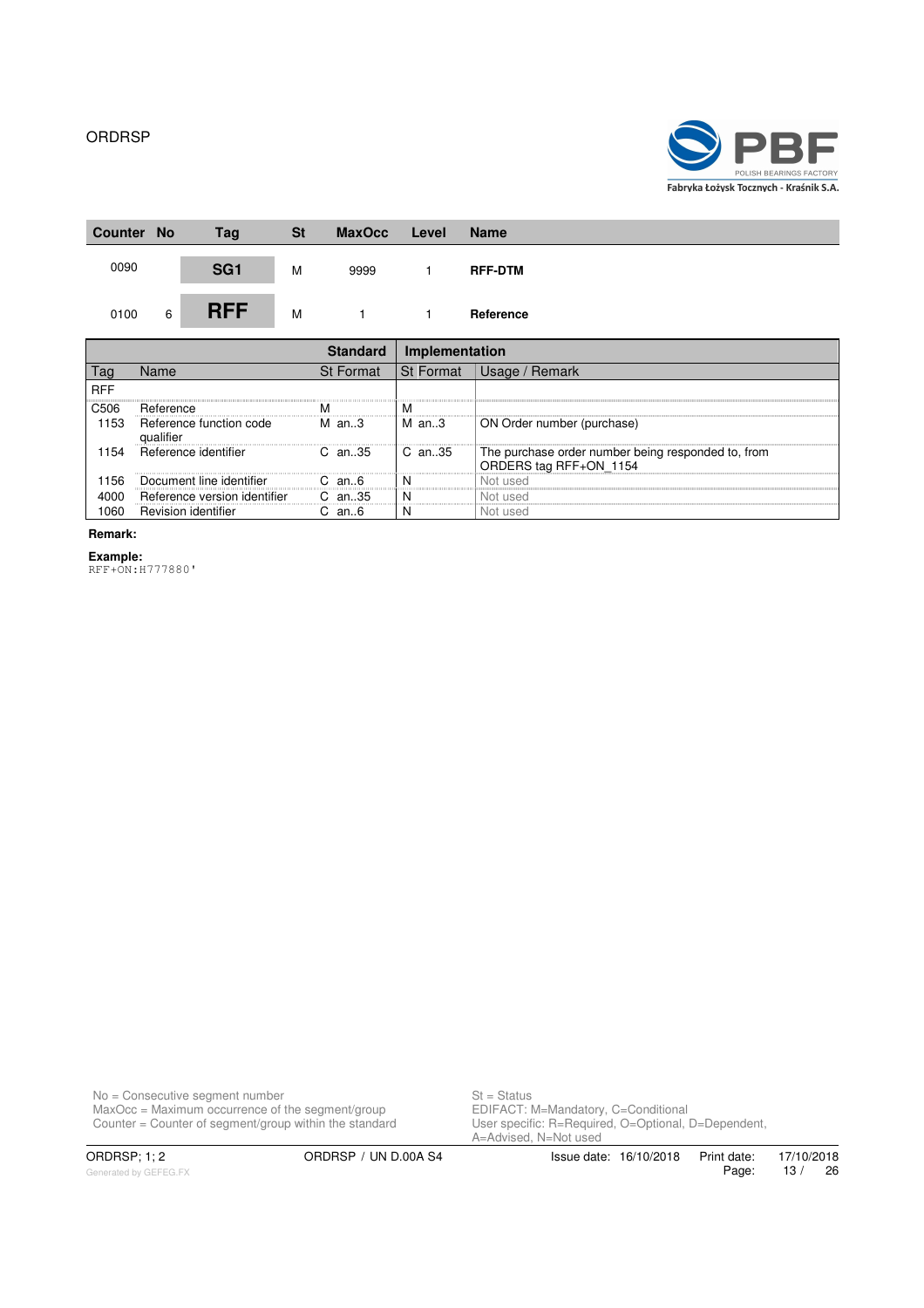| Counter | No | Tag | St | MaxOcc | Level | Name |
|---|---|---|---|---|---|---|
| 0090 | | **SG1** | M | 9999 | 1 | **RFF-DTM** |
| 0100 | 6 | **RFF** | M | 1 | 1 | **Reference** |

| | | Standard | | Implementation | | |
|---|---|---|---|---|---|---|
| Tag | Name | St | Format | St | Format | Usage / Remark |
| RFF | | | | | | |
| C506 | Reference | M | | M | | |
| 1153 | Reference function code qualifier | M | an..3 | M | an..3 | ON Order number (purchase) |
| 1154 | Reference identifier | C | an..35 | C | an..35 | The purchase order number being responded to, from ORDERS tag RFF+ON_1154 |
| 1156 | Document line identifier | C | an..6 | N | | Not used |
| 4000 | Reference version identifier | C | an..35 | N | | Not used |
| 1060 | Revision identifier | C | an..6 | N | | Not used |

**Remark:**

**Example:**

```
RFF+ON:H777880'
```

No = Consecutive segment number
MaxOcc = Maximum occurrence of the segment/group
Counter = Counter of segment/group within the standard

St = Status
EDIFACT: M=Mandatory, C=Conditional
User specific: R=Required, O=Optional, D=Dependent, A=Advised, N=Not used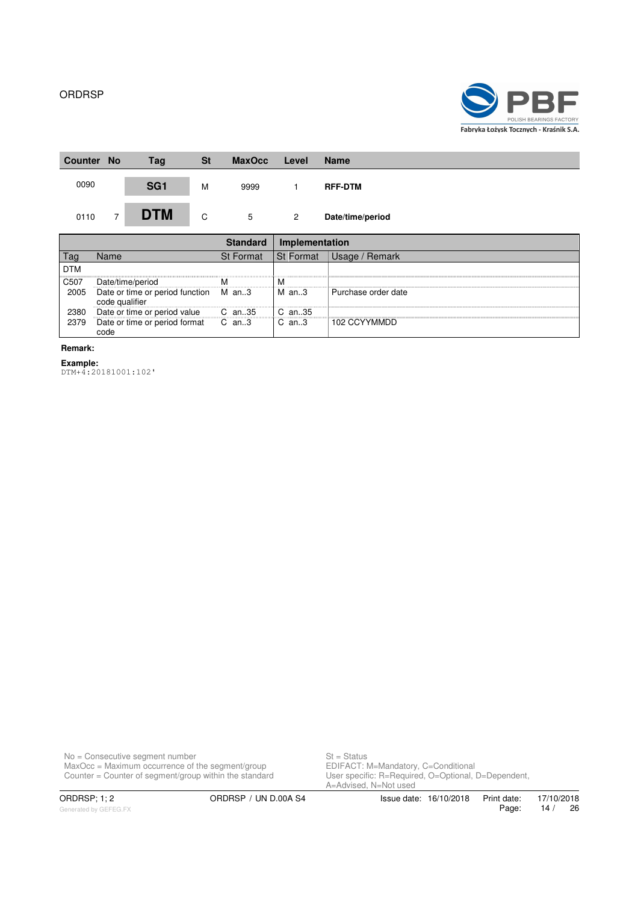| Counter | No | Tag | St | MaxOcc | Level | Name |
|---|---|---|---|---|---|---|
| 0090 | | SG1 | M | 9999 | 1 | RFF-DTM |
| 0110 | 7 | DTM | C | 5 | 2 | Date/time/period |

| Tag | Name | Standard St | Standard Format | Implementation St | Implementation Format | Usage / Remark |
|---|---|---|---|---|---|---|
| DTM | | | | | | |
| C507 | Date/time/period | M | | M | | |
| 2005 | Date or time or period function code qualifier | M | an..3 | M | an..3 | Purchase order date |
| 2380 | Date or time or period value | C | an..35 | C | an..35 | |
| 2379 | Date or time or period format code | C | an..3 | C | an..3 | 102 CCYYMMDD |

**Remark:**

**Example:**

```
DTM+4:20181001:102'
```

No = Consecutive segment number
MaxOcc = Maximum occurrence of the segment/group
Counter = Counter of segment/group within the standard

St = Status
EDIFACT: M=Mandatory, C=Conditional
User specific: R=Required, O=Optional, D=Dependent, A=Advised, N=Not used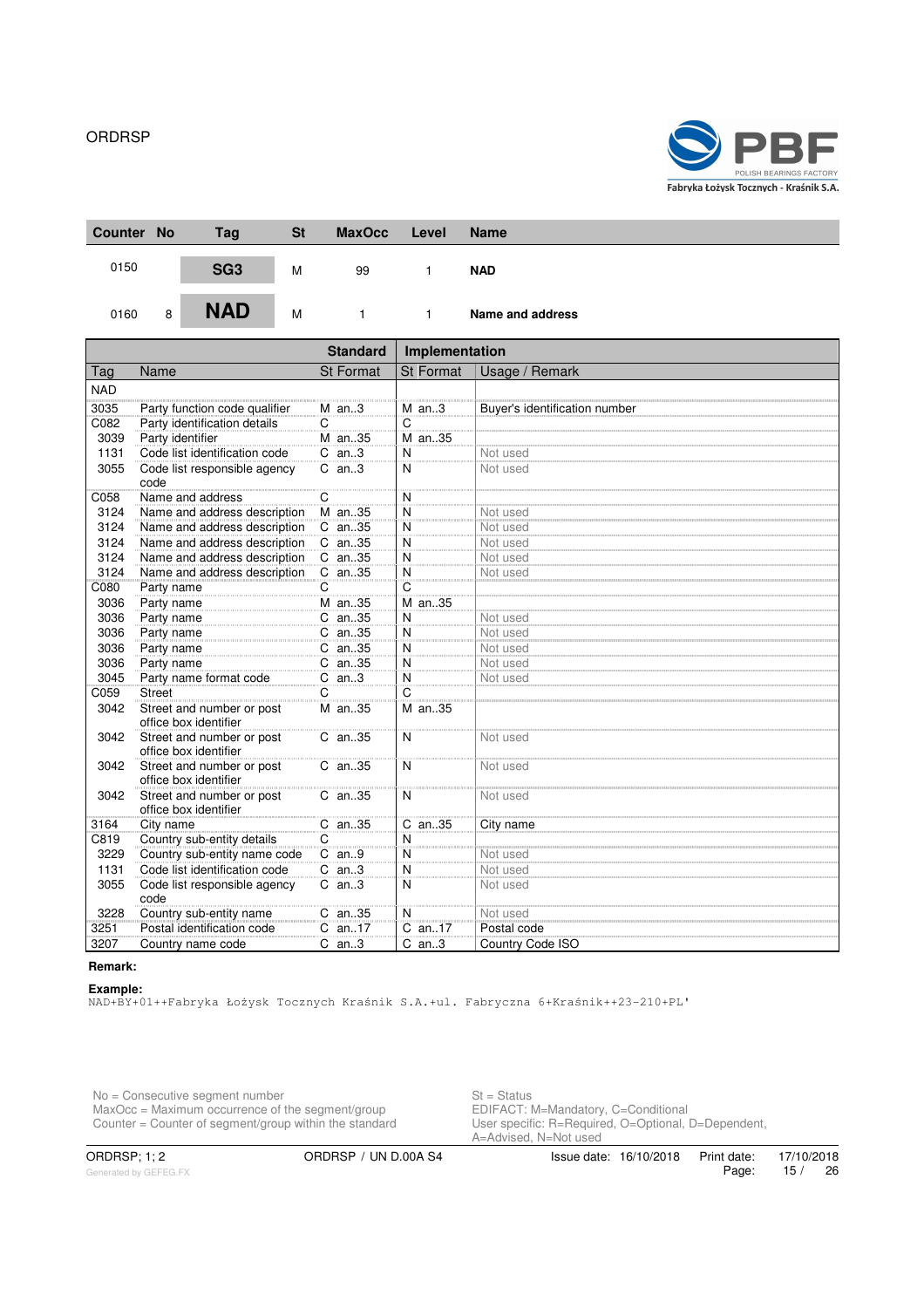| Counter | No | Tag | St | MaxOcc | Level | Name |
|---|---|---|---|---|---|---|
| 0150 | | **SG3** | M | 99 | 1 | **NAD** |
| 0160 | 8 | **NAD** | M | 1 | 1 | **Name and address** |

| Tag | Name | Standard St | Standard Format | Implementation St | Implementation Format | Usage / Remark |
|---|---|---|---|---|---|---|
| NAD | | | | | | |
| 3035 | Party function code qualifier | M | an..3 | M | an..3 | Buyer's identification number |
| C082 | Party identification details | C | | C | | |
| 3039 | Party identifier | M | an..35 | M | an..35 | |
| 1131 | Code list identification code | C | an..3 | N | | Not used |
| 3055 | Code list responsible agency code | C | an..3 | N | | Not used |
| C058 | Name and address | C | | N | | |
| 3124 | Name and address description | M | an..35 | N | | Not used |
| 3124 | Name and address description | C | an..35 | N | | Not used |
| 3124 | Name and address description | C | an..35 | N | | Not used |
| 3124 | Name and address description | C | an..35 | N | | Not used |
| 3124 | Name and address description | C | an..35 | N | | Not used |
| C080 | Party name | C | | C | | |
| 3036 | Party name | M | an..35 | M | an..35 | |
| 3036 | Party name | C | an..35 | N | | Not used |
| 3036 | Party name | C | an..35 | N | | Not used |
| 3036 | Party name | C | an..35 | N | | Not used |
| 3036 | Party name | C | an..35 | N | | Not used |
| 3045 | Party name format code | C | an..3 | N | | Not used |
| C059 | Street | C | | C | | |
| 3042 | Street and number or post office box identifier | M | an..35 | M | an..35 | |
| 3042 | Street and number or post office box identifier | C | an..35 | N | | Not used |
| 3042 | Street and number or post office box identifier | C | an..35 | N | | Not used |
| 3042 | Street and number or post office box identifier | C | an..35 | N | | Not used |
| 3164 | City name | C | an..35 | C | an..35 | City name |
| C819 | Country sub-entity details | C | | N | | |
| 3229 | Country sub-entity name code | C | an..9 | N | | Not used |
| 1131 | Code list identification code | C | an..3 | N | | Not used |
| 3055 | Code list responsible agency code | C | an..3 | N | | Not used |
| 3228 | Country sub-entity name | C | an..35 | N | | Not used |
| 3251 | Postal identification code | C | an..17 | C | an..17 | Postal code |
| 3207 | Country name code | C | an..3 | C | an..3 | Country Code ISO |

**Remark:**

**Example:**

```
NAD+BY+01++Fabryka Łożysk Tocznych Kraśnik S.A.+ul. Fabryczna 6+Kraśnik++23-210+PL'
```

No = Consecutive segment number
MaxOcc = Maximum occurrence of the segment/group
Counter = Counter of segment/group within the standard

St = Status
EDIFACT: M=Mandatory, C=Conditional
User specific: R=Required, O=Optional, D=Dependent, A=Advised, N=Not used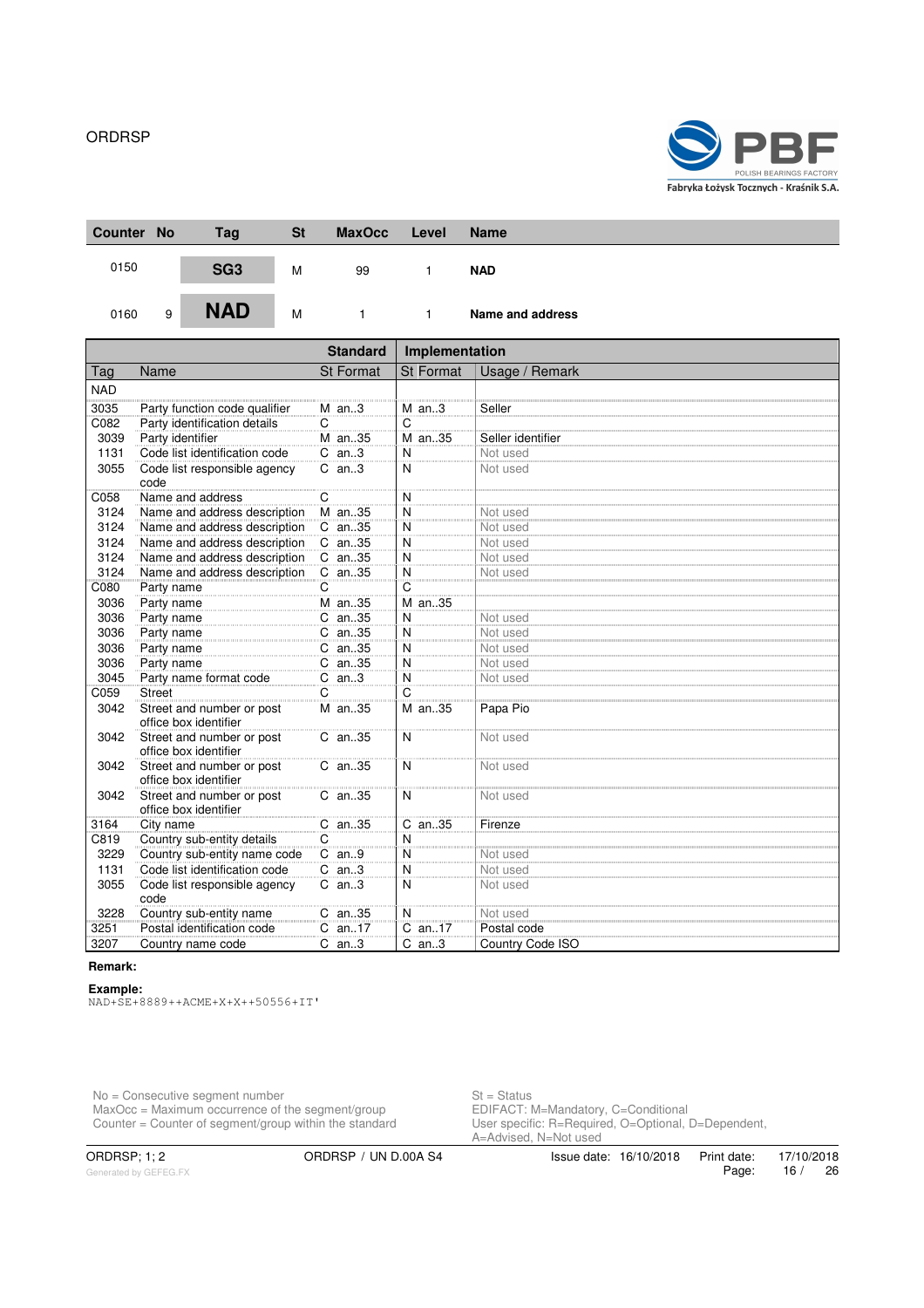| Counter | No | Tag | St | MaxOcc | Level | Name |
|---|---|---|---|---|---|---|
| 0150 | | **SG3** | M | 99 | 1 | **NAD** |
| 0160 | 9 | **NAD** | M | 1 | 1 | **Name and address** |

| Tag | Name | Standard St | Standard Format | Implementation St | Implementation Format | Usage / Remark |
|---|---|---|---|---|---|---|
| NAD | | | | | | |
| 3035 | Party function code qualifier | M | an..3 | M | an..3 | Seller |
| C082 | Party identification details | C | | C | | |
| 3039 | Party identifier | M | an..35 | M | an..35 | Seller identifier |
| 1131 | Code list identification code | C | an..3 | N | | Not used |
| 3055 | Code list responsible agency code | C | an..3 | N | | Not used |
| C058 | Name and address | C | | N | | |
| 3124 | Name and address description | M | an..35 | N | | Not used |
| 3124 | Name and address description | C | an..35 | N | | Not used |
| 3124 | Name and address description | C | an..35 | N | | Not used |
| 3124 | Name and address description | C | an..35 | N | | Not used |
| 3124 | Name and address description | C | an..35 | N | | Not used |
| C080 | Party name | C | | C | | |
| 3036 | Party name | M | an..35 | M | an..35 | |
| 3036 | Party name | C | an..35 | N | | Not used |
| 3036 | Party name | C | an..35 | N | | Not used |
| 3036 | Party name | C | an..35 | N | | Not used |
| 3036 | Party name | C | an..35 | N | | Not used |
| 3045 | Party name format code | C | an..3 | N | | Not used |
| C059 | Street | C | | C | | |
| 3042 | Street and number or post office box identifier | M | an..35 | M | an..35 | Papa Pio |
| 3042 | Street and number or post office box identifier | C | an..35 | N | | Not used |
| 3042 | Street and number or post office box identifier | C | an..35 | N | | Not used |
| 3042 | Street and number or post office box identifier | C | an..35 | N | | Not used |
| 3164 | City name | C | an..35 | C | an..35 | Firenze |
| C819 | Country sub-entity details | C | | N | | |
| 3229 | Country sub-entity name code | C | an..9 | N | | Not used |
| 1131 | Code list identification code | C | an..3 | N | | Not used |
| 3055 | Code list responsible agency code | C | an..3 | N | | Not used |
| 3228 | Country sub-entity name | C | an..35 | N | | Not used |
| 3251 | Postal identification code | C | an..17 | C | an..17 | Postal code |
| 3207 | Country name code | C | an..3 | C | an..3 | Country Code ISO |

**Remark:**

**Example:**

```
NAD+SE+8889++ACME+X+X++50556+IT'
```

No = Consecutive segment number
MaxOcc = Maximum occurrence of the segment/group
Counter = Counter of segment/group within the standard

St = Status
EDIFACT: M=Mandatory, C=Conditional
User specific: R=Required, O=Optional, D=Dependent, A=Advised, N=Not used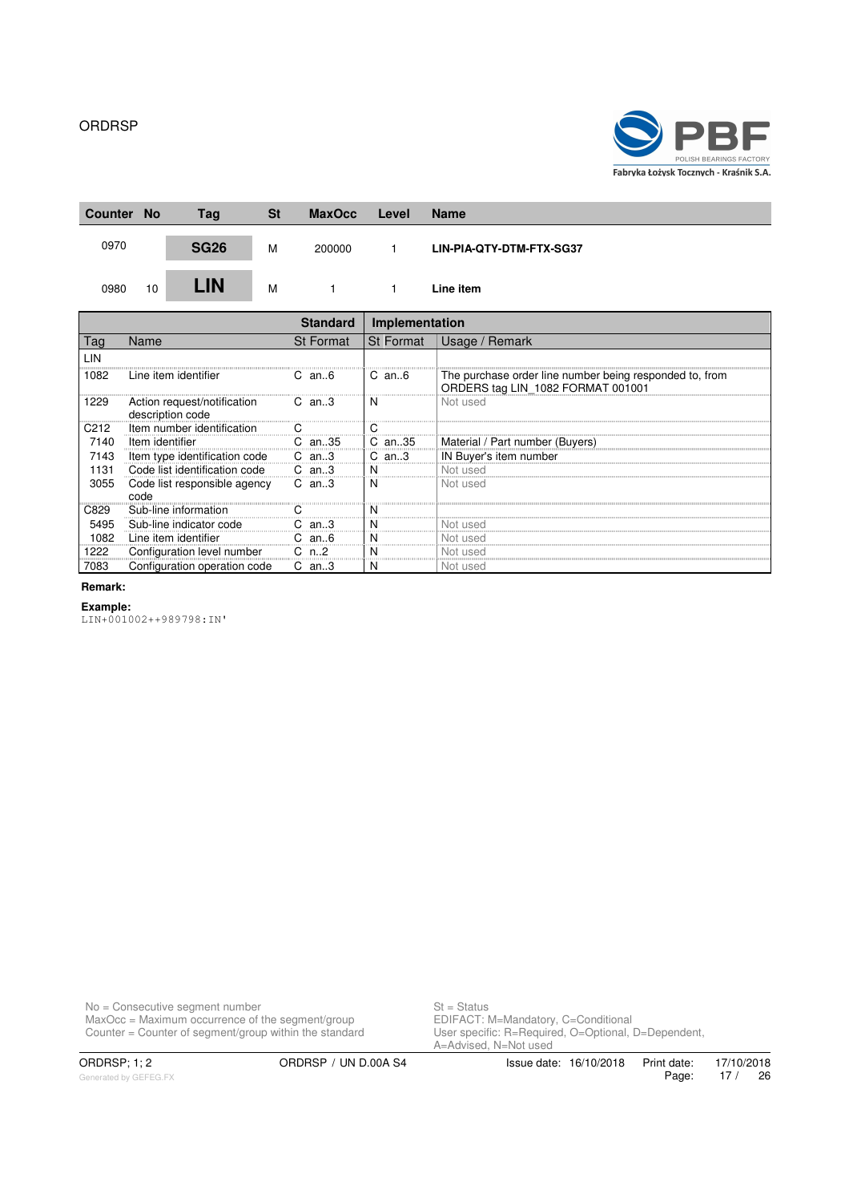| Counter | No | Tag | St | MaxOcc | Level | Name |
|---|---|---|---|---|---|---|
| 0970 | | **SG26** | M | 200000 | 1 | **LIN-PIA-QTY-DTM-FTX-SG37** |
| 0980 | 10 | **LIN** | M | 1 | 1 | **Line item** |

| Tag | Name | Standard St | Standard Format | Implementation St | Implementation Format | Usage / Remark |
|---|---|---|---|---|---|---|
| LIN | | | | | | |
| 1082 | Line item identifier | C | an..6 | C | an..6 | The purchase order line number being responded to, from ORDERS tag LIN_1082 FORMAT 001001 |
| 1229 | Action request/notification description code | C | an..3 | N | | Not used |
| C212 | Item number identification | C | | C | | |
| 7140 | Item identifier | C | an..35 | C | an..35 | Material / Part number (Buyers) |
| 7143 | Item type identification code | C | an..3 | C | an..3 | IN Buyer's item number |
| 1131 | Code list identification code | C | an..3 | N | | Not used |
| 3055 | Code list responsible agency code | C | an..3 | N | | Not used |
| C829 | Sub-line information | C | | N | | |
| 5495 | Sub-line indicator code | C | an..3 | N | | Not used |
| 1082 | Line item identifier | C | an..6 | N | | Not used |
| 1222 | Configuration level number | C | n..2 | N | | Not used |
| 7083 | Configuration operation code | C | an..3 | N | | Not used |

**Remark:**

**Example:**

```
LIN+001002++989798:IN'
```

No = Consecutive segment number
MaxOcc = Maximum occurrence of the segment/group
Counter = Counter of segment/group within the standard

St = Status
EDIFACT: M=Mandatory, C=Conditional
User specific: R=Required, O=Optional, D=Dependent, A=Advised, N=Not used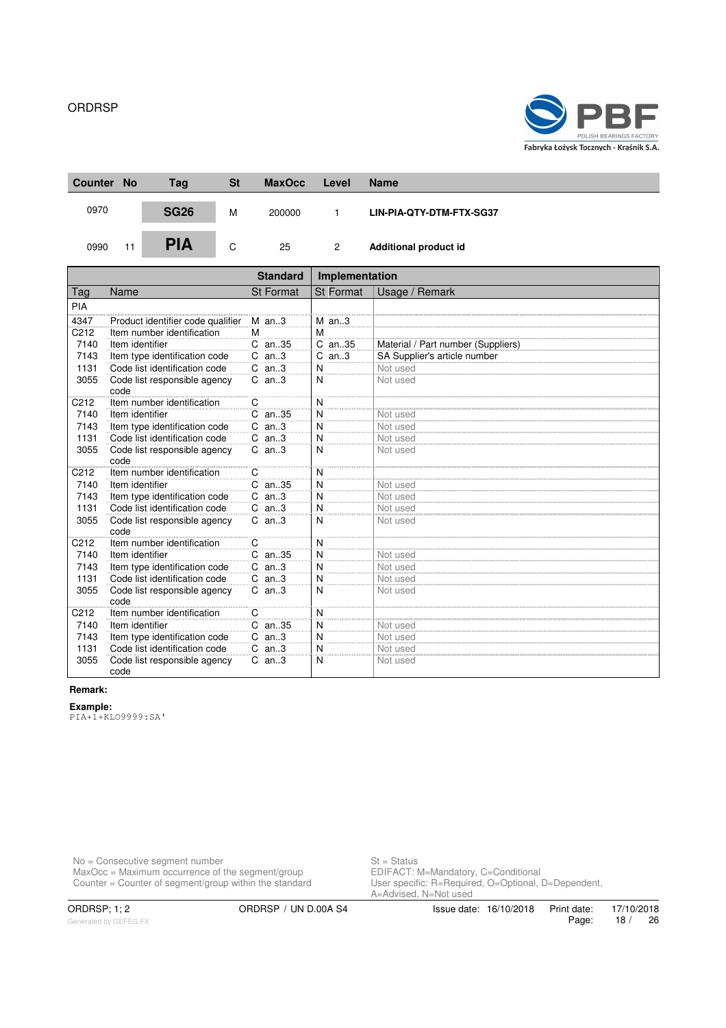| Counter | No | Tag | St | MaxOcc | Level | Name |
|---|---|---|---|---|---|---|
| 0970 | | **SG26** | M | 200000 | 1 | **LIN-PIA-QTY-DTM-FTX-SG37** |
| 0990 | 11 | **PIA** | C | 25 | 2 | **Additional product id** |

| Tag | Name | Standard St | Standard Format | Implementation St | Implementation Format | Usage / Remark |
|---|---|---|---|---|---|---|
| PIA | | | | | | |
| 4347 | Product identifier code qualifier | M | an..3 | M | an..3 | |
| C212 | Item number identification | M | | M | | |
| 7140 | Item identifier | C | an..35 | C | an..35 | Material / Part number (Suppliers) |
| 7143 | Item type identification code | C | an..3 | C | an..3 | SA Supplier's article number |
| 1131 | Code list identification code | C | an..3 | N | | Not used |
| 3055 | Code list responsible agency code | C | an..3 | N | | Not used |
| C212 | Item number identification | C | | N | | |
| 7140 | Item identifier | C | an..35 | N | | Not used |
| 7143 | Item type identification code | C | an..3 | N | | Not used |
| 1131 | Code list identification code | C | an..3 | N | | Not used |
| 3055 | Code list responsible agency code | C | an..3 | N | | Not used |
| C212 | Item number identification | C | | N | | |
| 7140 | Item identifier | C | an..35 | N | | Not used |
| 7143 | Item type identification code | C | an..3 | N | | Not used |
| 1131 | Code list identification code | C | an..3 | N | | Not used |
| 3055 | Code list responsible agency code | C | an..3 | N | | Not used |
| C212 | Item number identification | C | | N | | |
| 7140 | Item identifier | C | an..35 | N | | Not used |
| 7143 | Item type identification code | C | an..3 | N | | Not used |
| 1131 | Code list identification code | C | an..3 | N | | Not used |
| 3055 | Code list responsible agency code | C | an..3 | N | | Not used |
| C212 | Item number identification | C | | N | | |
| 7140 | Item identifier | C | an..35 | N | | Not used |
| 7143 | Item type identification code | C | an..3 | N | | Not used |
| 1131 | Code list identification code | C | an..3 | N | | Not used |
| 3055 | Code list responsible agency code | C | an..3 | N | | Not used |

**Remark:**

**Example:**

```
PIA+1+KLO9999:SA'
```

No = Consecutive segment number
MaxOcc = Maximum occurrence of the segment/group
Counter = Counter of segment/group within the standard

St = Status
EDIFACT: M=Mandatory, C=Conditional
User specific: R=Required, O=Optional, D=Dependent, A=Advised, N=Not used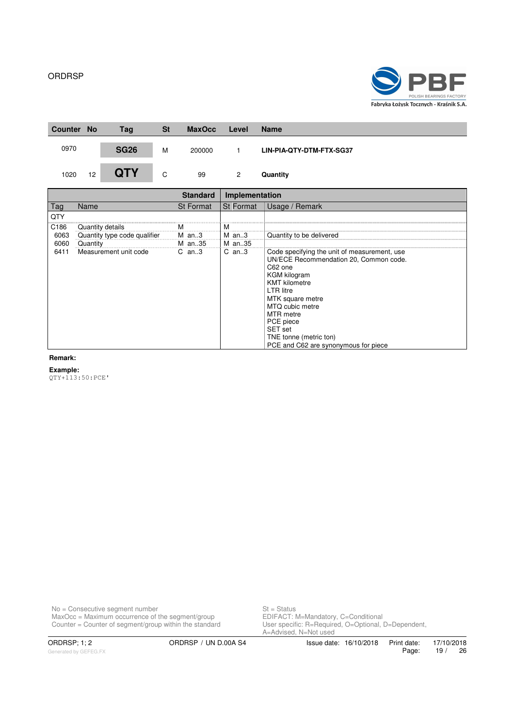| Counter | No | Tag | St | MaxOcc | Level | Name |
|---|---|---|---|---|---|---|
| 0970 | | **SG26** | M | 200000 | 1 | **LIN-PIA-QTY-DTM-FTX-SG37** |
| 1020 | 12 | **QTY** | C | 99 | 2 | **Quantity** |

| Tag | Name | Standard St | Standard Format | Implementation St | Implementation Format | Usage / Remark |
|---|---|---|---|---|---|---|
| QTY | | | | | | |
| C186 | Quantity details | M | | M | | |
| 6063 | Quantity type code qualifier | M | an..3 | M | an..3 | Quantity to be delivered |
| 6060 | Quantity | M | an..35 | M | an..35 | |
| 6411 | Measurement unit code | C | an..3 | C | an..3 | Code specifying the unit of measurement, use UN/ECE Recommendation 20, Common code.<br>C62 one<br>KGM kilogram<br>KMT kilometre<br>LTR litre<br>MTK square metre<br>MTQ cubic metre<br>MTR metre<br>PCE piece<br>SET set<br>TNE tonne (metric ton)<br>PCE and C62 are synonymous for piece |

**Remark:**

**Example:**

```
QTY+113:50:PCE'
```

No = Consecutive segment number
MaxOcc = Maximum occurrence of the segment/group
Counter = Counter of segment/group within the standard

St = Status
EDIFACT: M=Mandatory, C=Conditional
User specific: R=Required, O=Optional, D=Dependent, A=Advised, N=Not used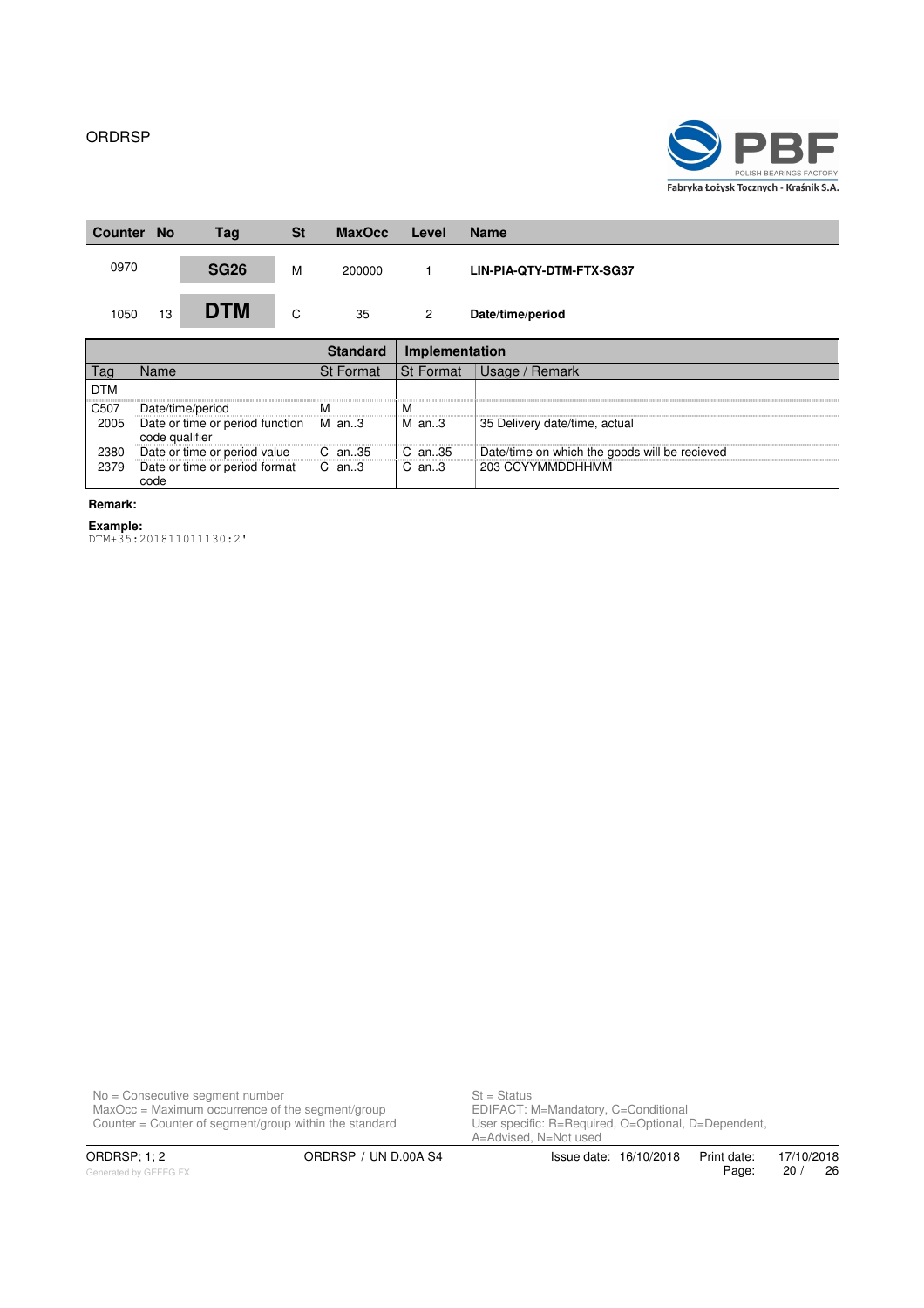| Counter | No | Tag | St | MaxOcc | Level | Name |
|---|---|---|---|---|---|---|
| 0970 | | **SG26** | M | 200000 | 1 | **LIN-PIA-QTY-DTM-FTX-SG37** |
| 1050 | 13 | **DTM** | C | 35 | 2 | **Date/time/period** |

| Tag | Name | Standard St | Standard Format | Implementation St | Implementation Format | Usage / Remark |
|---|---|---|---|---|---|---|
| DTM | | | | | | |
| C507 | Date/time/period | M | | M | | |
| 2005 | Date or time or period function code qualifier | M | an..3 | M | an..3 | 35 Delivery date/time, actual |
| 2380 | Date or time or period value | C | an..35 | C | an..35 | Date/time on which the goods will be recieved |
| 2379 | Date or time or period format code | C | an..3 | C | an..3 | 203 CCYYMMDDHHMM |

**Remark:**

**Example:**

```
DTM+35:201811011130:2'
```

No = Consecutive segment number
MaxOcc = Maximum occurrence of the segment/group
Counter = Counter of segment/group within the standard

St = Status
EDIFACT: M=Mandatory, C=Conditional
User specific: R=Required, O=Optional, D=Dependent, A=Advised, N=Not used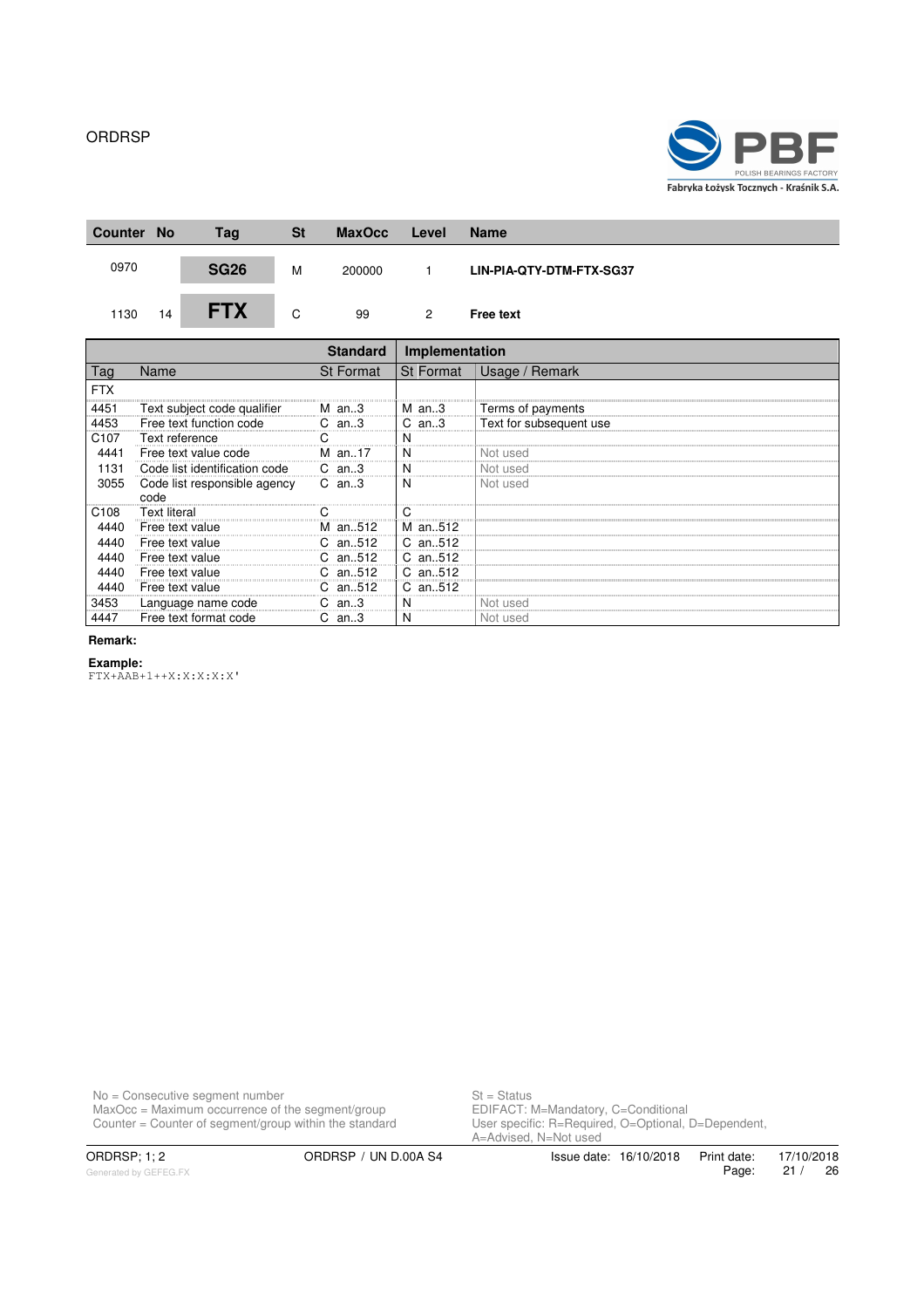| Counter | No | Tag | St | MaxOcc | Level | Name |
|---|---|---|---|---|---|---|
| 0970 | | **SG26** | M | 200000 | 1 | **LIN-PIA-QTY-DTM-FTX-SG37** |
| 1130 | 14 | **FTX** | C | 99 | 2 | **Free text** |

| Tag | Name | Standard St | Standard Format | Implementation St | Implementation Format | Usage / Remark |
|---|---|---|---|---|---|---|
| FTX | | | | | | |
| 4451 | Text subject code qualifier | M | an..3 | M | an..3 | Terms of payments |
| 4453 | Free text function code | C | an..3 | C | an..3 | Text for subsequent use |
| C107 | Text reference | C | | N | | |
| 4441 | Free text value code | M | an..17 | N | | Not used |
| 1131 | Code list identification code | C | an..3 | N | | Not used |
| 3055 | Code list responsible agency code | C | an..3 | N | | Not used |
| C108 | Text literal | C | | C | | |
| 4440 | Free text value | M | an..512 | M | an..512 | |
| 4440 | Free text value | C | an..512 | C | an..512 | |
| 4440 | Free text value | C | an..512 | C | an..512 | |
| 4440 | Free text value | C | an..512 | C | an..512 | |
| 4440 | Free text value | C | an..512 | C | an..512 | |
| 3453 | Language name code | C | an..3 | N | | Not used |
| 4447 | Free text format code | C | an..3 | N | | Not used |

**Remark:**

**Example:**

```
FTX+AAB+1++X:X:X:X:X'
```

No = Consecutive segment number
MaxOcc = Maximum occurrence of the segment/group
Counter = Counter of segment/group within the standard

St = Status
EDIFACT: M=Mandatory, C=Conditional
User specific: R=Required, O=Optional, D=Dependent, A=Advised, N=Not used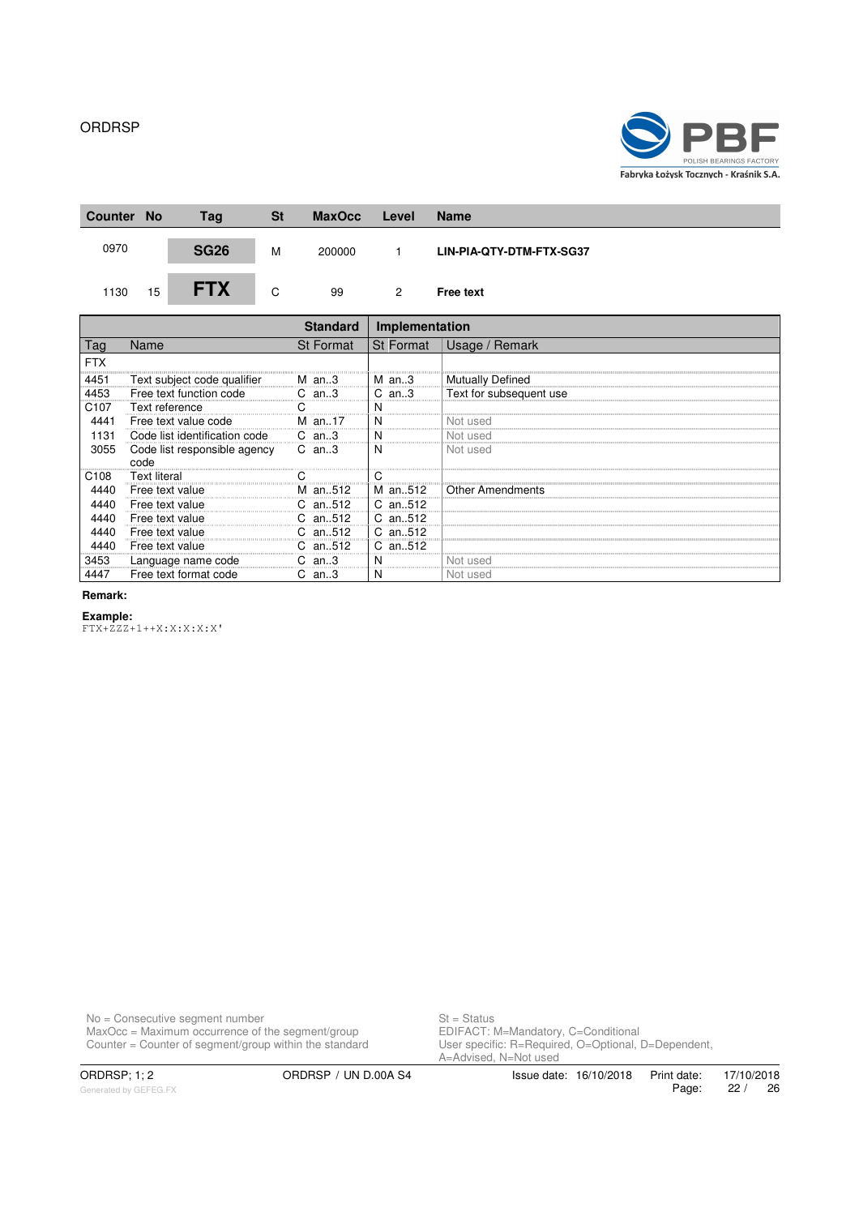| Counter | No | Tag | St | MaxOcc | Level | Name |
|---|---|---|---|---|---|---|
| 0970 | | **SG26** | M | 200000 | 1 | **LIN-PIA-QTY-DTM-FTX-SG37** |
| 1130 | 15 | **FTX** | C | 99 | 2 | **Free text** |

| Tag | Name | Standard St | Standard Format | Implementation St | Implementation Format | Usage / Remark |
|---|---|---|---|---|---|---|
| FTX | | | | | | |
| 4451 | Text subject code qualifier | M | an..3 | M | an..3 | Mutually Defined |
| 4453 | Free text function code | C | an..3 | C | an..3 | Text for subsequent use |
| C107 | Text reference | C | | N | | |
| 4441 | Free text value code | M | an..17 | N | | Not used |
| 1131 | Code list identification code | C | an..3 | N | | Not used |
| 3055 | Code list responsible agency code | C | an..3 | N | | Not used |
| C108 | Text literal | C | | C | | |
| 4440 | Free text value | M | an..512 | M | an..512 | Other Amendments |
| 4440 | Free text value | C | an..512 | C | an..512 | |
| 4440 | Free text value | C | an..512 | C | an..512 | |
| 4440 | Free text value | C | an..512 | C | an..512 | |
| 4440 | Free text value | C | an..512 | C | an..512 | |
| 3453 | Language name code | C | an..3 | N | | Not used |
| 4447 | Free text format code | C | an..3 | N | | Not used |

**Remark:**

**Example:**

```
FTX+ZZZ+1++X:X:X:X:X'
```

No = Consecutive segment number
MaxOcc = Maximum occurrence of the segment/group
Counter = Counter of segment/group within the standard

St = Status
EDIFACT: M=Mandatory, C=Conditional
User specific: R=Required, O=Optional, D=Dependent, A=Advised, N=Not used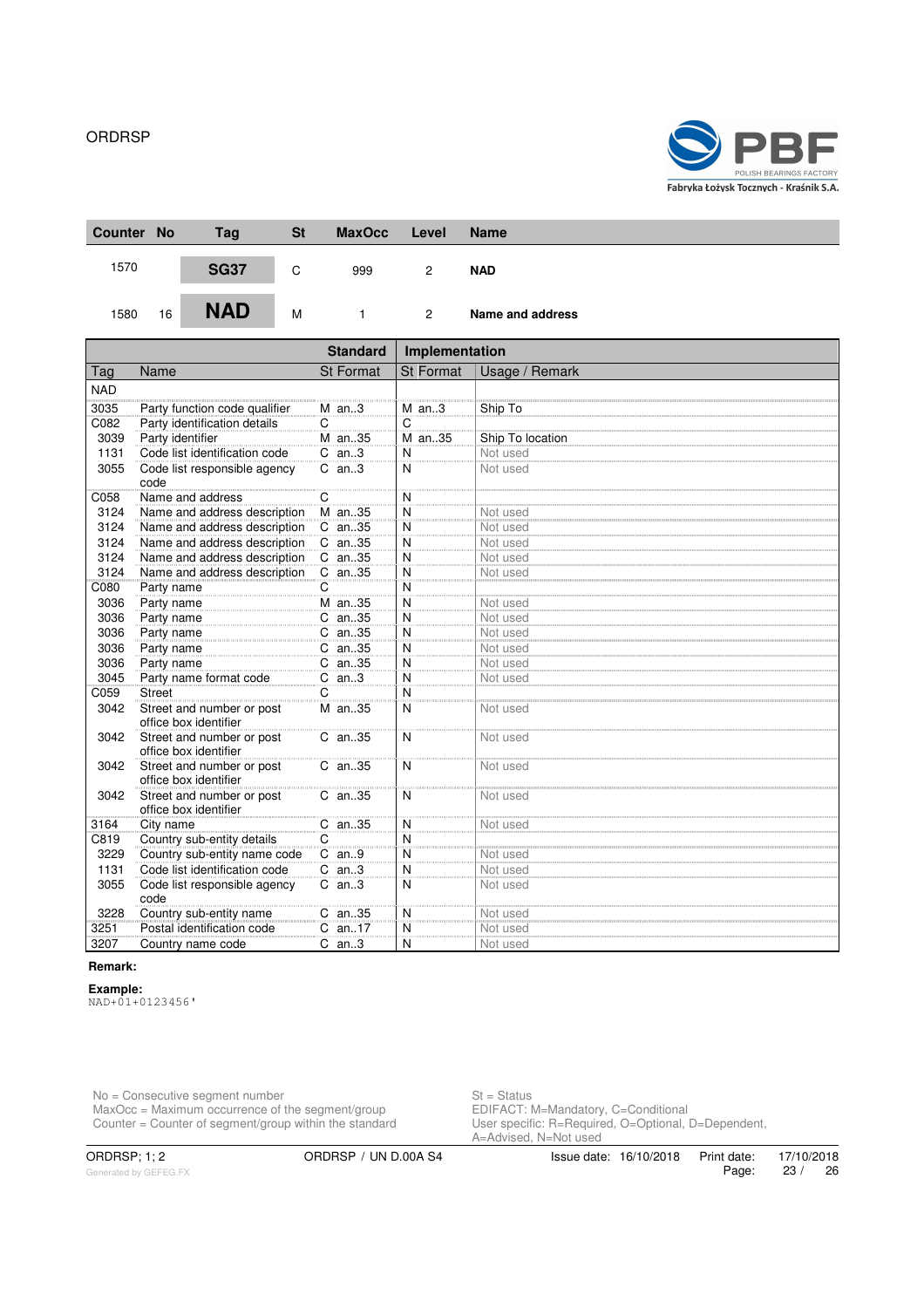| Counter | No | Tag | St | MaxOcc | Level | Name |
|---|---|---|---|---|---|---|
| 1570 | | **SG37** | C | 999 | 2 | **NAD** |
| 1580 | 16 | **NAD** | M | 1 | 2 | **Name and address** |

| Tag | Name | Standard St | Standard Format | Implementation St | Implementation Format | Usage / Remark |
|---|---|---|---|---|---|---|
| NAD | | | | | | |
| 3035 | Party function code qualifier | M | an..3 | M | an..3 | Ship To |
| C082 | Party identification details | C | | C | | |
| 3039 | Party identifier | M | an..35 | M | an..35 | Ship To location |
| 1131 | Code list identification code | C | an..3 | N | | Not used |
| 3055 | Code list responsible agency code | C | an..3 | N | | Not used |
| C058 | Name and address | C | | N | | |
| 3124 | Name and address description | M | an..35 | N | | Not used |
| 3124 | Name and address description | C | an..35 | N | | Not used |
| 3124 | Name and address description | C | an..35 | N | | Not used |
| 3124 | Name and address description | C | an..35 | N | | Not used |
| 3124 | Name and address description | C | an..35 | N | | Not used |
| C080 | Party name | C | | N | | |
| 3036 | Party name | M | an..35 | N | | Not used |
| 3036 | Party name | C | an..35 | N | | Not used |
| 3036 | Party name | C | an..35 | N | | Not used |
| 3036 | Party name | C | an..35 | N | | Not used |
| 3036 | Party name | C | an..35 | N | | Not used |
| 3045 | Party name format code | C | an..3 | N | | Not used |
| C059 | Street | C | | N | | |
| 3042 | Street and number or post office box identifier | M | an..35 | N | | Not used |
| 3042 | Street and number or post office box identifier | C | an..35 | N | | Not used |
| 3042 | Street and number or post office box identifier | C | an..35 | N | | Not used |
| 3042 | Street and number or post office box identifier | C | an..35 | N | | Not used |
| 3164 | City name | C | an..35 | N | | Not used |
| C819 | Country sub-entity details | C | | N | | |
| 3229 | Country sub-entity name code | C | an..9 | N | | Not used |
| 1131 | Code list identification code | C | an..3 | N | | Not used |
| 3055 | Code list responsible agency code | C | an..3 | N | | Not used |
| 3228 | Country sub-entity name | C | an..35 | N | | Not used |
| 3251 | Postal identification code | C | an..17 | N | | Not used |
| 3207 | Country name code | C | an..3 | N | | Not used |

**Remark:**

**Example:**

```
NAD+01+0123456'
```

No = Consecutive segment number
MaxOcc = Maximum occurrence of the segment/group
Counter = Counter of segment/group within the standard

St = Status
EDIFACT: M=Mandatory, C=Conditional
User specific: R=Required, O=Optional, D=Dependent, A=Advised, N=Not used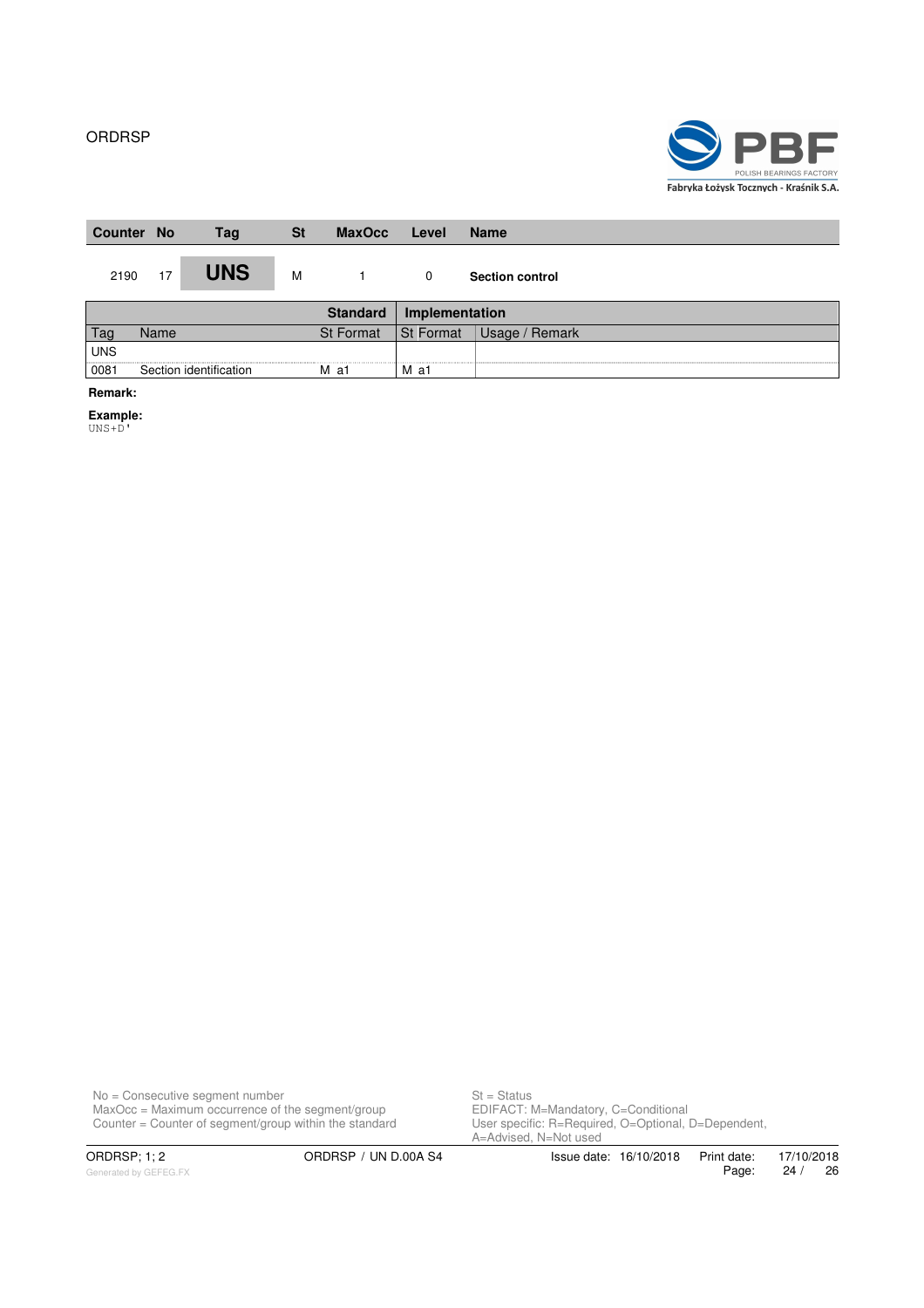| Counter | No | Tag | St | MaxOcc | Level | Name |
|---|---|---|---|---|---|---|
| 2190 | 17 | **UNS** | M | 1 | 0 | **Section control** |

| Tag | Name | Standard St Format | Implementation St Format | Usage / Remark |
|---|---|---|---|---|
| UNS | | | | |
| 0081 | Section identification | M a1 | M a1 | |

**Remark:**

**Example:**

```
UNS+D'
```

No = Consecutive segment number
MaxOcc = Maximum occurrence of the segment/group
Counter = Counter of segment/group within the standard

St = Status
EDIFACT: M=Mandatory, C=Conditional
User specific: R=Required, O=Optional, D=Dependent, A=Advised, N=Not used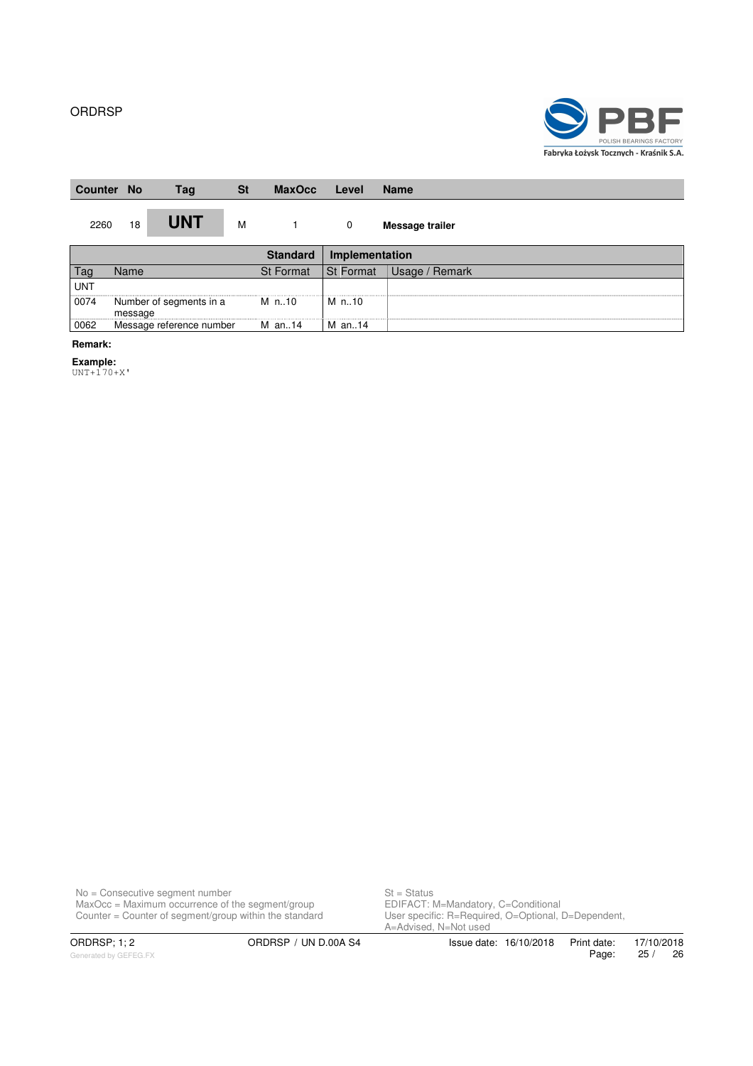| Counter | No | Tag | St | MaxOcc | Level | Name |
|---|---|---|---|---|---|---|
| 2260 | 18 | **UNT** | M | 1 | 0 | **Message trailer** |

| | | **Standard** | **Implementation** | |
|---|---|---|---|---|
| Tag | Name | St Format | St Format | Usage / Remark |
| UNT | | | | |
| 0074 | Number of segments in a message | M n..10 | M n..10 | |
| 0062 | Message reference number | M an..14 | M an..14 | |

**Remark:**

**Example:**
```
UNT+170+X'
```

No = Consecutive segment number
MaxOcc = Maximum occurrence of the segment/group
Counter = Counter of segment/group within the standard

St = Status
EDIFACT: M=Mandatory, C=Conditional
User specific: R=Required, O=Optional, D=Dependent, A=Advised, N=Not used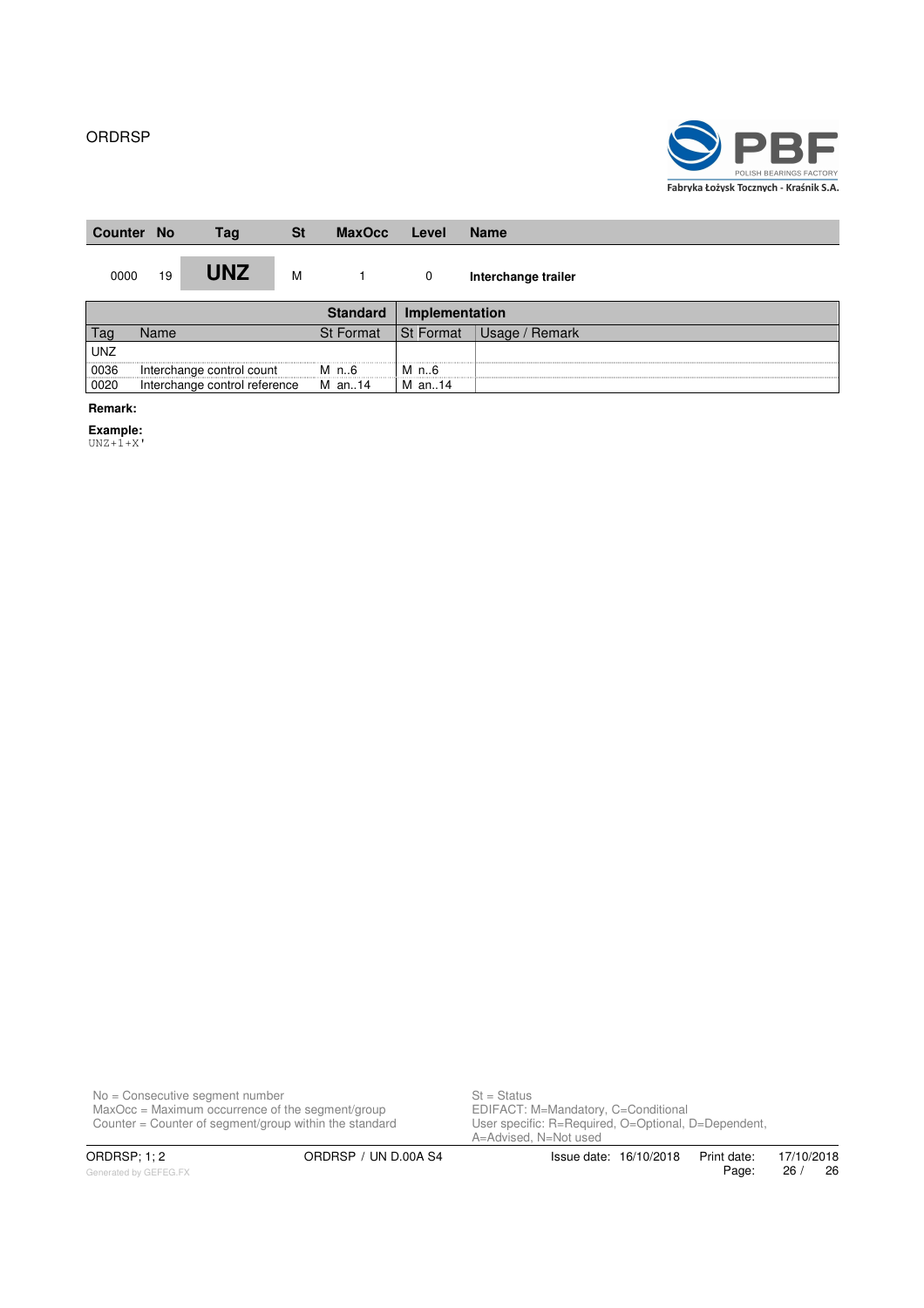| Counter | No | Tag | St | MaxOcc | Level | Name |
|---|---|---|---|---|---|---|
| 0000 | 19 | **UNZ** | M | 1 | 0 | **Interchange trailer** |

| | | Standard | | Implementation | | |
|---|---|---|---|---|---|---|
| Tag | Name | St | Format | St | Format | Usage / Remark |
| UNZ | | | | | | |
| 0036 | Interchange control count | M | n..6 | M | n..6 | |
| 0020 | Interchange control reference | M | an..14 | M | an..14 | |

**Remark:**

**Example:**

```
UNZ+1+X'
```

No = Consecutive segment number
MaxOcc = Maximum occurrence of the segment/group
Counter = Counter of segment/group within the standard

St = Status
EDIFACT: M=Mandatory, C=Conditional
User specific: R=Required, O=Optional, D=Dependent, A=Advised, N=Not used